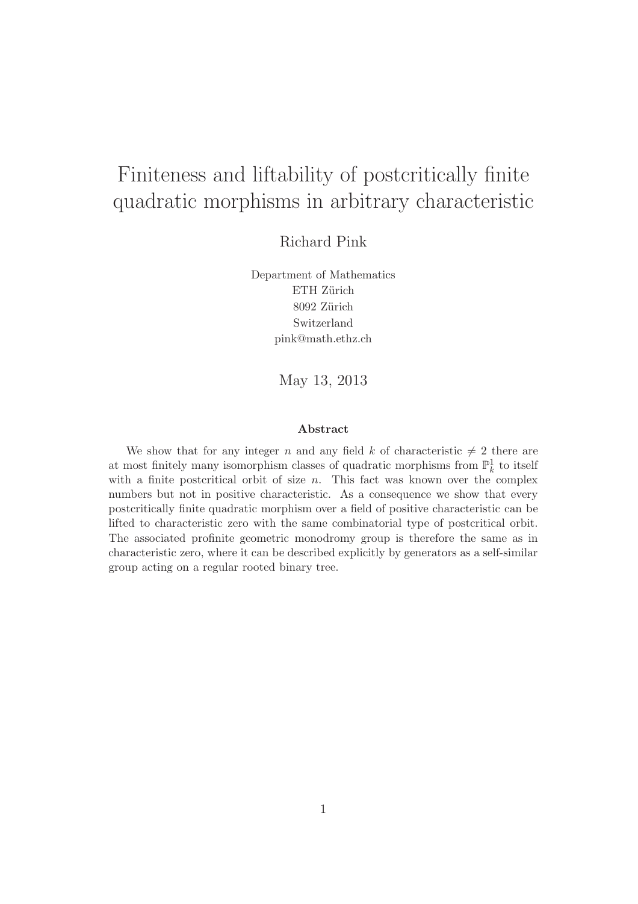# Finiteness and liftability of postcritically finite quadratic morphisms in arbitrary characteristic

Richard Pink

Department of Mathematics  
ETH Zürich  
8092 Zürich  
Switzerland  
pink@math.ethz.ch

May 13, 2013

### Abstract

We show that for any integer $n$ and any field $k$ of characteristic $\neq 2$ there are at most finitely many isomorphism classes of quadratic morphisms from $\mathbb{P}^1_k$ to itself with a finite postcritical orbit of size $n$. This fact was known over the complex numbers but not in positive characteristic. As a consequence we show that every postcritically finite quadratic morphism over a field of positive characteristic can be lifted to characteristic zero with the same combinatorial type of postcritical orbit. The associated profinite geometric monodromy group is therefore the same as in characteristic zero, where it can be described explicitly by generators as a self-similar group acting on a regular rooted binary tree.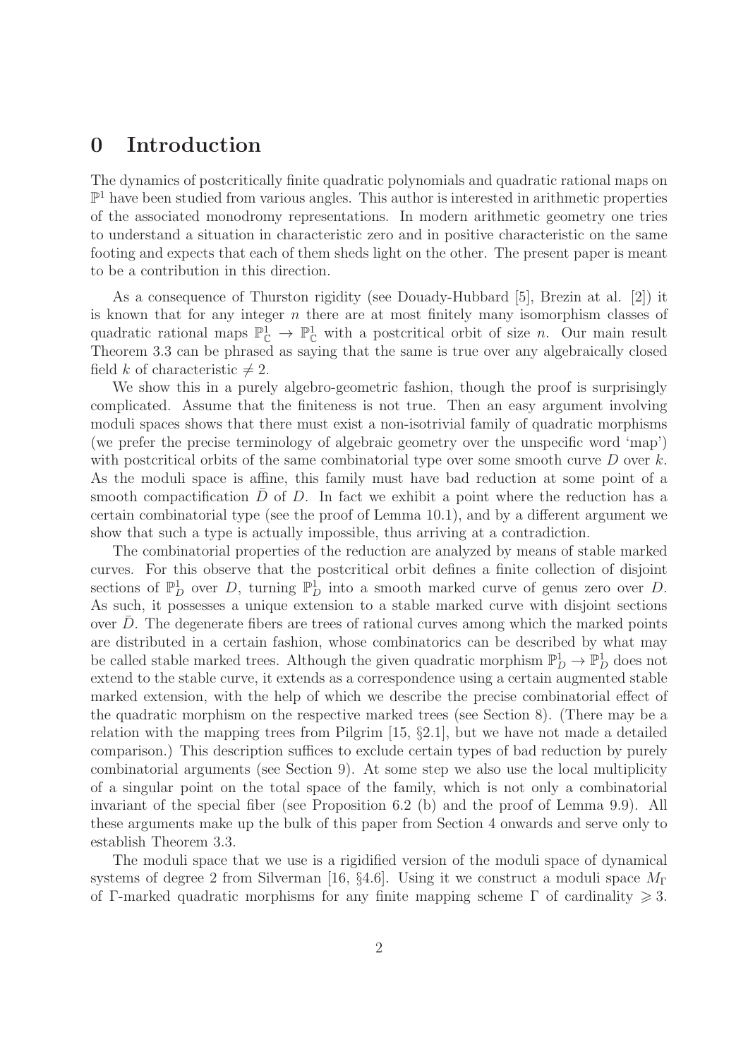# 0 Introduction

The dynamics of postcritically finite quadratic polynomials and quadratic rational maps on $\mathbb{P}^1$ have been studied from various angles. This author is interested in arithmetic properties of the associated monodromy representations. In modern arithmetic geometry one tries to understand a situation in characteristic zero and in positive characteristic on the same footing and expects that each of them sheds light on the other. The present paper is meant to be a contribution in this direction.

As a consequence of Thurston rigidity (see Douady-Hubbard [5], Brezin at al. [2]) it is known that for any integer $n$ there are at most finitely many isomorphism classes of quadratic rational maps $\mathbb{P}^1_{\mathbb{C}} \to \mathbb{P}^1_{\mathbb{C}}$ with a postcritical orbit of size $n$. Our main result Theorem 3.3 can be phrased as saying that the same is true over any algebraically closed field $k$ of characteristic $\neq 2$.

We show this in a purely algebro-geometric fashion, though the proof is surprisingly complicated. Assume that the finiteness is not true. Then an easy argument involving moduli spaces shows that there must exist a non-isotrivial family of quadratic morphisms (we prefer the precise terminology of algebraic geometry over the unspecific word 'map') with postcritical orbits of the same combinatorial type over some smooth curve $D$ over $k$. As the moduli space is affine, this family must have bad reduction at some point of a smooth compactification $\bar{D}$ of $D$. In fact we exhibit a point where the reduction has a certain combinatorial type (see the proof of Lemma 10.1), and by a different argument we show that such a type is actually impossible, thus arriving at a contradiction.

The combinatorial properties of the reduction are analyzed by means of stable marked curves. For this observe that the postcritical orbit defines a finite collection of disjoint sections of $\mathbb{P}^1_D$ over $D$, turning $\mathbb{P}^1_D$ into a smooth marked curve of genus zero over $D$. As such, it possesses a unique extension to a stable marked curve with disjoint sections over $\bar{D}$. The degenerate fibers are trees of rational curves among which the marked points are distributed in a certain fashion, whose combinatorics can be described by what may be called stable marked trees. Although the given quadratic morphism $\mathbb{P}^1_D \to \mathbb{P}^1_D$ does not extend to the stable curve, it extends as a correspondence using a certain augmented stable marked extension, with the help of which we describe the precise combinatorial effect of the quadratic morphism on the respective marked trees (see Section 8). (There may be a relation with the mapping trees from Pilgrim [15, §2.1], but we have not made a detailed comparison.) This description suffices to exclude certain types of bad reduction by purely combinatorial arguments (see Section 9). At some step we also use the local multiplicity of a singular point on the total space of the family, which is not only a combinatorial invariant of the special fiber (see Proposition 6.2 (b) and the proof of Lemma 9.9). All these arguments make up the bulk of this paper from Section 4 onwards and serve only to establish Theorem 3.3.

The moduli space that we use is a rigidified version of the moduli space of dynamical systems of degree 2 from Silverman [16, §4.6]. Using it we construct a moduli space $M_\Gamma$ of $\Gamma$-marked quadratic morphisms for any finite mapping scheme $\Gamma$ of cardinality $\geqslant 3$.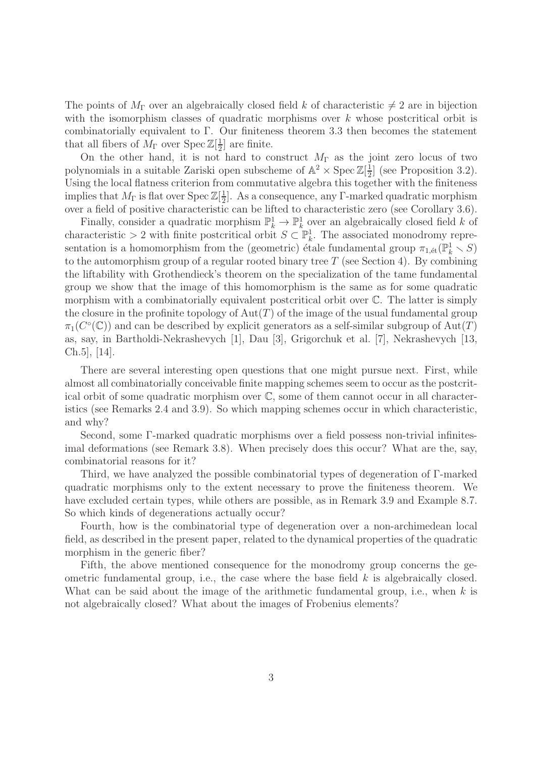The points of $M_\Gamma$ over an algebraically closed field $k$ of characteristic $\neq 2$ are in bijection with the isomorphism classes of quadratic morphisms over $k$ whose postcritical orbit is combinatorially equivalent to $\Gamma$. Our finiteness theorem 3.3 then becomes the statement that all fibers of $M_\Gamma$ over $\operatorname{Spec} \mathbb{Z}[\frac{1}{2}]$ are finite.

On the other hand, it is not hard to construct $M_\Gamma$ as the joint zero locus of two polynomials in a suitable Zariski open subscheme of $\mathbb{A}^2 \times \operatorname{Spec} \mathbb{Z}[\frac{1}{2}]$ (see Proposition 3.2). Using the local flatness criterion from commutative algebra this together with the finiteness implies that $M_\Gamma$ is flat over $\operatorname{Spec} \mathbb{Z}[\frac{1}{2}]$. As a consequence, any $\Gamma$-marked quadratic morphism over a field of positive characteristic can be lifted to characteristic zero (see Corollary 3.6).

Finally, consider a quadratic morphism $\mathbb{P}^1_k \to \mathbb{P}^1_k$ over an algebraically closed field $k$ of characteristic $> 2$ with finite postcritical orbit $S \subset \mathbb{P}^1_k$. The associated monodromy representation is a homomorphism from the (geometric) étale fundamental group $\pi_{1,\text{ét}}(\mathbb{P}^1_k \smallsetminus S)$ to the automorphism group of a regular rooted binary tree $T$ (see Section 4). By combining the liftability with Grothendieck's theorem on the specialization of the tame fundamental group we show that the image of this homomorphism is the same as for some quadratic morphism with a combinatorially equivalent postcritical orbit over $\mathbb{C}$. The latter is simply the closure in the profinite topology of $\operatorname{Aut}(T)$ of the image of the usual fundamental group $\pi_1(C^\circ(\mathbb{C}))$ and can be described by explicit generators as a self-similar subgroup of $\operatorname{Aut}(T)$ as, say, in Bartholdi-Nekrashevych [1], Dau [3], Grigorchuk et al. [7], Nekrashevych [13, Ch.5], [14].

There are several interesting open questions that one might pursue next. First, while almost all combinatorially conceivable finite mapping schemes seem to occur as the postcritical orbit of some quadratic morphism over $\mathbb{C}$, some of them cannot occur in all characteristics (see Remarks 2.4 and 3.9). So which mapping schemes occur in which characteristic, and why?

Second, some $\Gamma$-marked quadratic morphisms over a field possess non-trivial infinitesimal deformations (see Remark 3.8). When precisely does this occur? What are the, say, combinatorial reasons for it?

Third, we have analyzed the possible combinatorial types of degeneration of $\Gamma$-marked quadratic morphisms only to the extent necessary to prove the finiteness theorem. We have excluded certain types, while others are possible, as in Remark 3.9 and Example 8.7. So which kinds of degenerations actually occur?

Fourth, how is the combinatorial type of degeneration over a non-archimedean local field, as described in the present paper, related to the dynamical properties of the quadratic morphism in the generic fiber?

Fifth, the above mentioned consequence for the monodromy group concerns the geometric fundamental group, i.e., the case where the base field $k$ is algebraically closed. What can be said about the image of the arithmetic fundamental group, i.e., when $k$ is not algebraically closed? What about the images of Frobenius elements?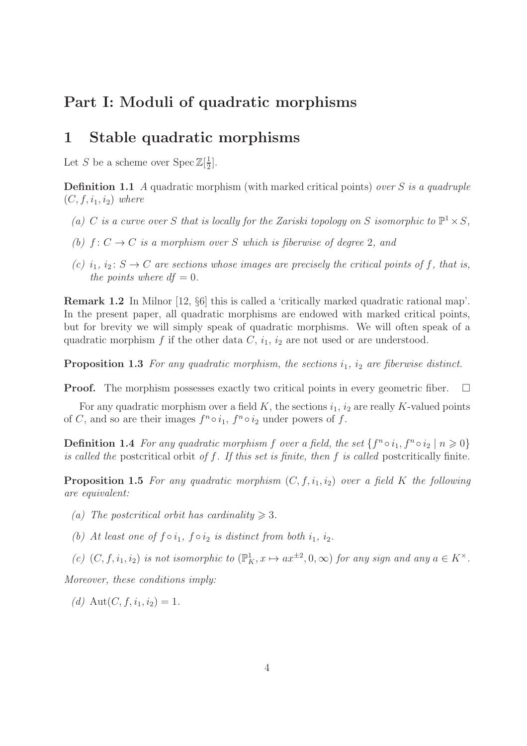# Part I: Moduli of quadratic morphisms

## 1 Stable quadratic morphisms

Let $S$ be a scheme over $\operatorname{Spec} \mathbb{Z}[\frac{1}{2}]$.

**Definition 1.1** *A* quadratic morphism (with marked critical points) *over $S$ is a quadruple $(C, f, i_1, i_2)$ where*

*(a) $C$ is a curve over $S$ that is locally for the Zariski topology on $S$ isomorphic to $\mathbb{P}^1 \times S$,*

*(b) $f\colon C \to C$ is a morphism over $S$ which is fiberwise of degree 2, and*

*(c) $i_1$, $i_2\colon S \to C$ are sections whose images are precisely the critical points of $f$, that is, the points where $df = 0$.*

**Remark 1.2** In Milnor [12, §6] this is called a 'critically marked quadratic rational map'. In the present paper, all quadratic morphisms are endowed with marked critical points, but for brevity we will simply speak of quadratic morphisms. We will often speak of a quadratic morphism $f$ if the other data $C$, $i_1$, $i_2$ are not used or are understood.

**Proposition 1.3** *For any quadratic morphism, the sections $i_1$, $i_2$ are fiberwise distinct.*

**Proof.** The morphism possesses exactly two critical points in every geometric fiber. $\square$

For any quadratic morphism over a field $K$, the sections $i_1$, $i_2$ are really $K$-valued points of $C$, and so are their images $f^n \circ i_1$, $f^n \circ i_2$ under powers of $f$.

**Definition 1.4** *For any quadratic morphism $f$ over a field, the set $\{f^n \circ i_1, f^n \circ i_2 \mid n \geqslant 0\}$ is called the* postcritical orbit *of $f$. If this set is finite, then $f$ is called* postcritically finite.

**Proposition 1.5** *For any quadratic morphism $(C, f, i_1, i_2)$ over a field $K$ the following are equivalent:*

*(a) The postcritical orbit has cardinality $\geqslant 3$.*

*(b) At least one of $f \circ i_1$, $f \circ i_2$ is distinct from both $i_1$, $i_2$.*

*(c) $(C, f, i_1, i_2)$ is not isomorphic to $(\mathbb{P}^1_K, x \mapsto ax^{\pm 2}, 0, \infty)$ for any sign and any $a \in K^\times$.*

*Moreover, these conditions imply:*

*(d) $\operatorname{Aut}(C, f, i_1, i_2) = 1$.*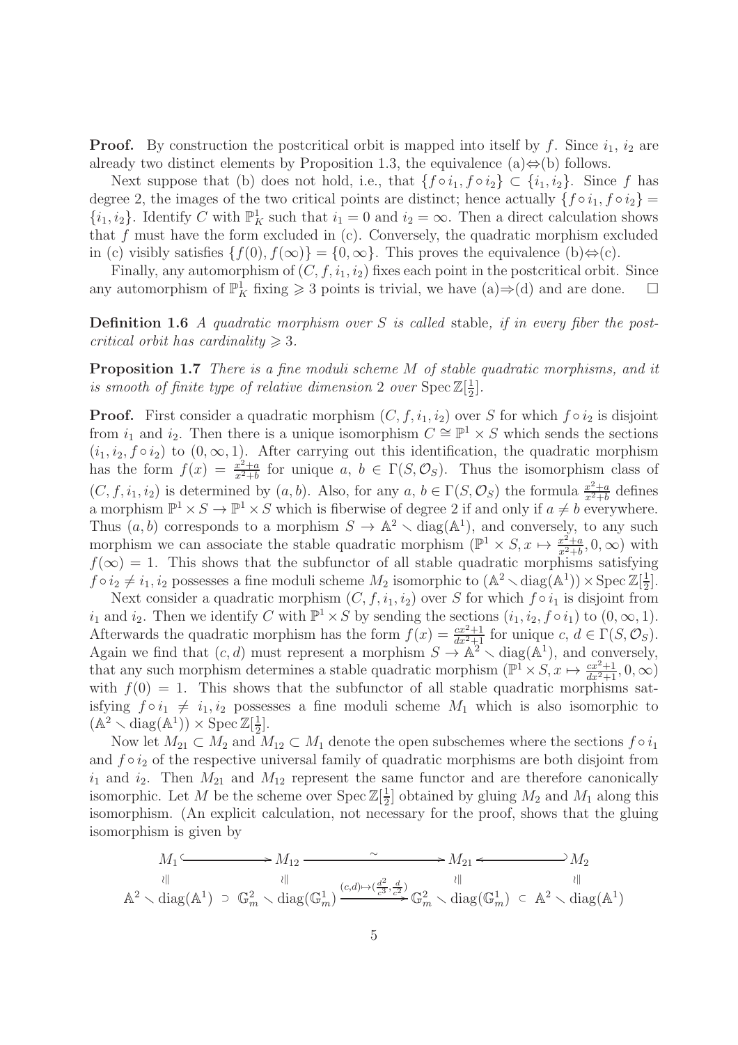**Proof.** By construction the postcritical orbit is mapped into itself by $f$. Since $i_1$, $i_2$ are already two distinct elements by Proposition 1.3, the equivalence (a)$\Leftrightarrow$(b) follows.

Next suppose that (b) does not hold, i.e., that $\{f \circ i_1, f \circ i_2\} \subset \{i_1, i_2\}$. Since $f$ has degree 2, the images of the two critical points are distinct; hence actually $\{f \circ i_1, f \circ i_2\} = \{i_1, i_2\}$. Identify $C$ with $\mathbb{P}^1_K$ such that $i_1 = 0$ and $i_2 = \infty$. Then a direct calculation shows that $f$ must have the form excluded in (c). Conversely, the quadratic morphism excluded in (c) visibly satisfies $\{f(0), f(\infty)\} = \{0, \infty\}$. This proves the equivalence (b)$\Leftrightarrow$(c).

Finally, any automorphism of $(C, f, i_1, i_2)$ fixes each point in the postcritical orbit. Since any automorphism of $\mathbb{P}^1_K$ fixing $\geqslant 3$ points is trivial, we have (a)$\Rightarrow$(d) and are done. $\square$

**Definition 1.6** *A quadratic morphism over $S$ is called* stable*, if in every fiber the postcritical orbit has cardinality $\geqslant 3$.*

**Proposition 1.7** *There is a fine moduli scheme $M$ of stable quadratic morphisms, and it is smooth of finite type of relative dimension 2 over $\operatorname{Spec} \mathbb{Z}[\frac{1}{2}]$.*

**Proof.** First consider a quadratic morphism $(C, f, i_1, i_2)$ over $S$ for which $f \circ i_2$ is disjoint from $i_1$ and $i_2$. Then there is a unique isomorphism $C \cong \mathbb{P}^1 \times S$ which sends the sections $(i_1, i_2, f \circ i_2)$ to $(0, \infty, 1)$. After carrying out this identification, the quadratic morphism has the form $f(x) = \frac{x^2+a}{x^2+b}$ for unique $a$, $b \in \Gamma(S, \mathcal{O}_S)$. Thus the isomorphism class of $(C, f, i_1, i_2)$ is determined by $(a, b)$. Also, for any $a$, $b \in \Gamma(S, \mathcal{O}_S)$ the formula $\frac{x^2+a}{x^2+b}$ defines a morphism $\mathbb{P}^1 \times S \to \mathbb{P}^1 \times S$ which is fiberwise of degree 2 if and only if $a \neq b$ everywhere. Thus $(a, b)$ corresponds to a morphism $S \to \mathbb{A}^2 \setminus \operatorname{diag}(\mathbb{A}^1)$, and conversely, to any such morphism we can associate the stable quadratic morphism $(\mathbb{P}^1 \times S, x \mapsto \frac{x^2+a}{x^2+b}, 0, \infty)$ with $f(\infty) = 1$. This shows that the subfunctor of all stable quadratic morphisms satisfying $f \circ i_2 \neq i_1, i_2$ possesses a fine moduli scheme $M_2$ isomorphic to $(\mathbb{A}^2 \setminus \operatorname{diag}(\mathbb{A}^1)) \times \operatorname{Spec} \mathbb{Z}[\frac{1}{2}]$.

Next consider a quadratic morphism $(C, f, i_1, i_2)$ over $S$ for which $f \circ i_1$ is disjoint from $i_1$ and $i_2$. Then we identify $C$ with $\mathbb{P}^1 \times S$ by sending the sections $(i_1, i_2, f \circ i_1)$ to $(0, \infty, 1)$. Afterwards the quadratic morphism has the form $f(x) = \frac{cx^2+1}{dx^2+1}$ for unique $c$, $d \in \Gamma(S, \mathcal{O}_S)$. Again we find that $(c, d)$ must represent a morphism $S \to \mathbb{A}^2 \setminus \operatorname{diag}(\mathbb{A}^1)$, and conversely, that any such morphism determines a stable quadratic morphism $(\mathbb{P}^1 \times S, x \mapsto \frac{cx^2+1}{dx^2+1}, 0, \infty)$ with $f(0) = 1$. This shows that the subfunctor of all stable quadratic morphisms satisfying $f \circ i_1 \neq i_1, i_2$ possesses a fine moduli scheme $M_1$ which is also isomorphic to $(\mathbb{A}^2 \setminus \operatorname{diag}(\mathbb{A}^1)) \times \operatorname{Spec} \mathbb{Z}[\frac{1}{2}]$.

Now let $M_{21} \subset M_2$ and $M_{12} \subset M_1$ denote the open subschemes where the sections $f \circ i_1$ and $f \circ i_2$ of the respective universal family of quadratic morphisms are both disjoint from $i_1$ and $i_2$. Then $M_{21}$ and $M_{12}$ represent the same functor and are therefore canonically isomorphic. Let $M$ be the scheme over $\operatorname{Spec} \mathbb{Z}[\frac{1}{2}]$ obtained by gluing $M_2$ and $M_1$ along this isomorphism. (An explicit calculation, not necessary for the proof, shows that the gluing isomorphism is given by

$$\begin{array}{ccccccc}
M_1 & \hookleftarrow & M_{12} & \xrightarrow{\sim} & M_{21} & \hookrightarrow & M_2 \\
\wr\| & & \wr\| & & \wr\| & & \wr\| \\
\mathbb{A}^2 \setminus \operatorname{diag}(\mathbb{A}^1) & \supset & \mathbb{G}_m^2 \setminus \operatorname{diag}(\mathbb{G}_m^1) & \xrightarrow{(c,d) \mapsto (\frac{d^2}{c^3}, \frac{d}{c^2})} & \mathbb{G}_m^2 \setminus \operatorname{diag}(\mathbb{G}_m^1) & \subset & \mathbb{A}^2 \setminus \operatorname{diag}(\mathbb{A}^1)
\end{array}$$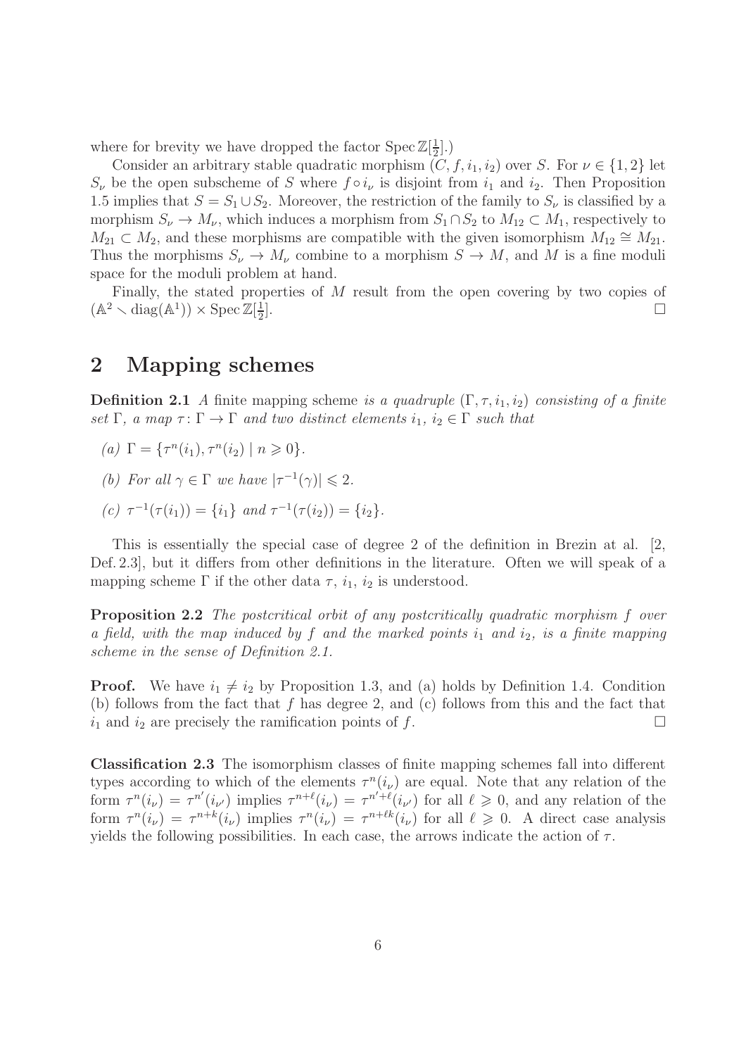where for brevity we have dropped the factor $\operatorname{Spec} \mathbb{Z}[\frac{1}{2}]$.)

Consider an arbitrary stable quadratic morphism $(C, f, i_1, i_2)$ over $S$. For $\nu \in \{1, 2\}$ let $S_\nu$ be the open subscheme of $S$ where $f \circ i_\nu$ is disjoint from $i_1$ and $i_2$. Then Proposition 1.5 implies that $S = S_1 \cup S_2$. Moreover, the restriction of the family to $S_\nu$ is classified by a morphism $S_\nu \to M_\nu$, which induces a morphism from $S_1 \cap S_2$ to $M_{12} \subset M_1$, respectively to $M_{21} \subset M_2$, and these morphisms are compatible with the given isomorphism $M_{12} \cong M_{21}$. Thus the morphisms $S_\nu \to M_\nu$ combine to a morphism $S \to M$, and $M$ is a fine moduli space for the moduli problem at hand.

Finally, the stated properties of $M$ result from the open covering by two copies of $(\mathbb{A}^2 \smallsetminus \operatorname{diag}(\mathbb{A}^1)) \times \operatorname{Spec} \mathbb{Z}[\frac{1}{2}]$. $\square$

## 2 Mapping schemes

**Definition 2.1** *A* finite mapping scheme *is a quadruple $(\Gamma, \tau, i_1, i_2)$ consisting of a finite set $\Gamma$, a map $\tau \colon \Gamma \to \Gamma$ and two distinct elements $i_1$, $i_2 \in \Gamma$ such that*

*(a) $\Gamma = \{\tau^n(i_1), \tau^n(i_2) \mid n \geqslant 0\}$.*

*(b) For all $\gamma \in \Gamma$ we have $|\tau^{-1}(\gamma)| \leqslant 2$.*

*(c) $\tau^{-1}(\tau(i_1)) = \{i_1\}$ and $\tau^{-1}(\tau(i_2)) = \{i_2\}$.*

This is essentially the special case of degree 2 of the definition in Brezin at al. [2, Def. 2.3], but it differs from other definitions in the literature. Often we will speak of a mapping scheme $\Gamma$ if the other data $\tau$, $i_1$, $i_2$ is understood.

**Proposition 2.2** *The postcritical orbit of any postcritically quadratic morphism $f$ over a field, with the map induced by $f$ and the marked points $i_1$ and $i_2$, is a finite mapping scheme in the sense of Definition 2.1.*

**Proof.** We have $i_1 \neq i_2$ by Proposition 1.3, and (a) holds by Definition 1.4. Condition (b) follows from the fact that $f$ has degree 2, and (c) follows from this and the fact that $i_1$ and $i_2$ are precisely the ramification points of $f$. $\square$

**Classification 2.3** The isomorphism classes of finite mapping schemes fall into different types according to which of the elements $\tau^n(i_\nu)$ are equal. Note that any relation of the form $\tau^n(i_\nu) = \tau^{n'}(i_{\nu'})$ implies $\tau^{n+\ell}(i_\nu) = \tau^{n'+\ell}(i_{\nu'})$ for all $\ell \geqslant 0$, and any relation of the form $\tau^n(i_\nu) = \tau^{n+k}(i_\nu)$ implies $\tau^n(i_\nu) = \tau^{n+\ell k}(i_\nu)$ for all $\ell \geqslant 0$. A direct case analysis yields the following possibilities. In each case, the arrows indicate the action of $\tau$.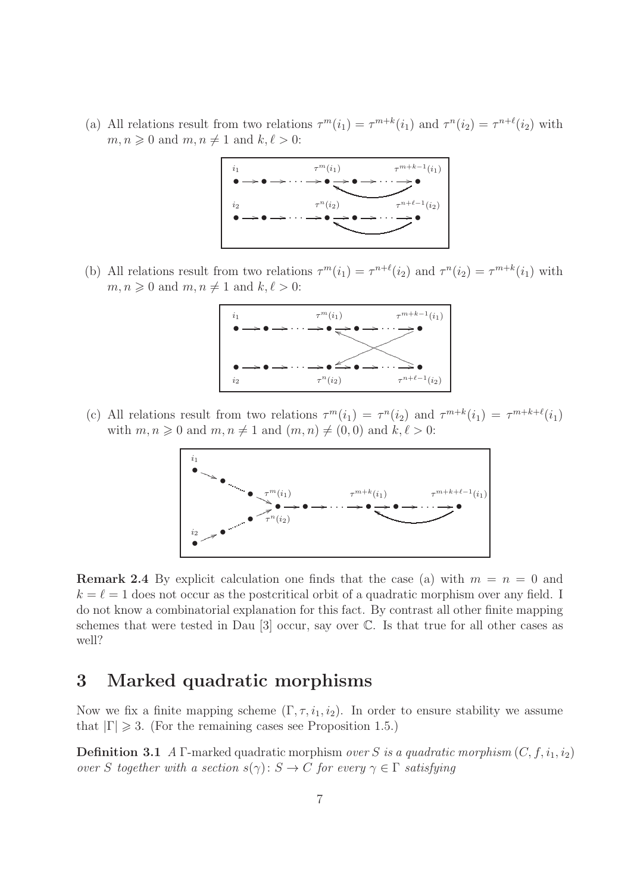(a) All relations result from two relations $\tau^m(i_1) = \tau^{m+k}(i_1)$ and $\tau^n(i_2) = \tau^{n+\ell}(i_2)$ with $m, n \geqslant 0$ and $m, n \neq 1$ and $k, \ell > 0$:

(b) All relations result from two relations $\tau^m(i_1) = \tau^{n+\ell}(i_2)$ and $\tau^n(i_2) = \tau^{m+k}(i_1)$ with $m, n \geqslant 0$ and $m, n \neq 1$ and $k, \ell > 0$:

(c) All relations result from two relations $\tau^m(i_1) = \tau^n(i_2)$ and $\tau^{m+k}(i_1) = \tau^{m+k+\ell}(i_1)$ with $m, n \geqslant 0$ and $m, n \neq 1$ and $(m, n) \neq (0, 0)$ and $k, \ell > 0$:

**Remark 2.4** By explicit calculation one finds that the case (a) with $m = n = 0$ and $k = \ell = 1$ does not occur as the postcritical orbit of a quadratic morphism over any field. I do not know a combinatorial explanation for this fact. By contrast all other finite mapping schemes that were tested in Dau [3] occur, say over $\mathbb{C}$. Is that true for all other cases as well?

# 3 Marked quadratic morphisms

Now we fix a finite mapping scheme $(\Gamma, \tau, i_1, i_2)$. In order to ensure stability we assume that $|\Gamma| \geqslant 3$. (For the remaining cases see Proposition 1.5.)

**Definition 3.1** *A $\Gamma$-marked quadratic morphism over $S$ is a quadratic morphism $(C, f, i_1, i_2)$ over $S$ together with a section $s(\gamma): S \to C$ for every $\gamma \in \Gamma$ satisfying*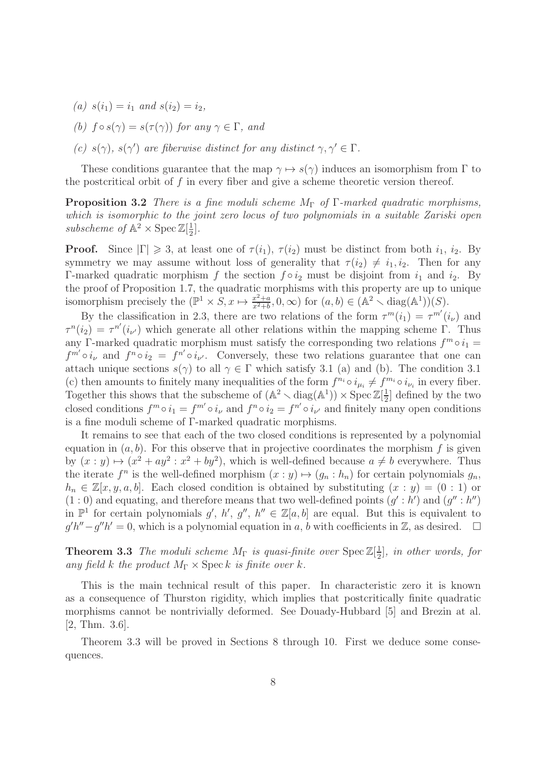(a) $s(i_1) = i_1$ and $s(i_2) = i_2$,

(b) $f \circ s(\gamma) = s(\tau(\gamma))$ for any $\gamma \in \Gamma$, and

(c) $s(\gamma)$, $s(\gamma')$ are fiberwise distinct for any distinct $\gamma, \gamma' \in \Gamma$.

These conditions guarantee that the map $\gamma \mapsto s(\gamma)$ induces an isomorphism from $\Gamma$ to the postcritical orbit of $f$ in every fiber and give a scheme theoretic version thereof.

**Proposition 3.2** *There is a fine moduli scheme $M_\Gamma$ of $\Gamma$-marked quadratic morphisms, which is isomorphic to the joint zero locus of two polynomials in a suitable Zariski open subscheme of $\mathbb{A}^2 \times \operatorname{Spec} \mathbb{Z}[\frac{1}{2}]$.*

**Proof.** Since $|\Gamma| \geqslant 3$, at least one of $\tau(i_1)$, $\tau(i_2)$ must be distinct from both $i_1$, $i_2$. By symmetry we may assume without loss of generality that $\tau(i_2) \neq i_1, i_2$. Then for any $\Gamma$-marked quadratic morphism $f$ the section $f \circ i_2$ must be disjoint from $i_1$ and $i_2$. By the proof of Proposition 1.7, the quadratic morphisms with this property are up to unique isomorphism precisely the $(\mathbb{P}^1 \times S, x \mapsto \frac{x^2+a}{x^2+b}, 0, \infty)$ for $(a,b) \in (\mathbb{A}^2 \smallsetminus \operatorname{diag}(\mathbb{A}^1))(S)$.

By the classification in 2.3, there are two relations of the form $\tau^m(i_1) = \tau^{m'}(i_\nu)$ and $\tau^n(i_2) = \tau^{n'}(i_{\nu'})$ which generate all other relations within the mapping scheme $\Gamma$. Thus any $\Gamma$-marked quadratic morphism must satisfy the corresponding two relations $f^m \circ i_1 = f^{m'} \circ i_\nu$ and $f^n \circ i_2 = f^{n'} \circ i_{\nu'}$. Conversely, these two relations guarantee that one can attach unique sections $s(\gamma)$ to all $\gamma \in \Gamma$ which satisfy 3.1 (a) and (b). The condition 3.1 (c) then amounts to finitely many inequalities of the form $f^{n_i} \circ i_{\mu_i} \neq f^{m_i} \circ i_{\nu_i}$ in every fiber. Together this shows that the subscheme of $(\mathbb{A}^2 \smallsetminus \operatorname{diag}(\mathbb{A}^1)) \times \operatorname{Spec} \mathbb{Z}[\frac{1}{2}]$ defined by the two closed conditions $f^m \circ i_1 = f^{m'} \circ i_\nu$ and $f^n \circ i_2 = f^{n'} \circ i_{\nu'}$ and finitely many open conditions is a fine moduli scheme of $\Gamma$-marked quadratic morphisms.

It remains to see that each of the two closed conditions is represented by a polynomial equation in $(a,b)$. For this observe that in projective coordinates the morphism $f$ is given by $(x:y) \mapsto (x^2 + ay^2 : x^2 + by^2)$, which is well-defined because $a \neq b$ everywhere. Thus the iterate $f^n$ is the well-defined morphism $(x:y) \mapsto (g_n : h_n)$ for certain polynomials $g_n$, $h_n \in \mathbb{Z}[x, y, a, b]$. Each closed condition is obtained by substituting $(x:y) = (0:1)$ or $(1:0)$ and equating, and therefore means that two well-defined points $(g':h')$ and $(g'':h'')$ in $\mathbb{P}^1$ for certain polynomials $g'$, $h'$, $g''$, $h'' \in \mathbb{Z}[a,b]$ are equal. But this is equivalent to $g'h'' - g''h' = 0$, which is a polynomial equation in $a$, $b$ with coefficients in $\mathbb{Z}$, as desired. $\square$

**Theorem 3.3** *The moduli scheme $M_\Gamma$ is quasi-finite over $\operatorname{Spec} \mathbb{Z}[\frac{1}{2}]$, in other words, for any field $k$ the product $M_\Gamma \times \operatorname{Spec} k$ is finite over $k$.*

This is the main technical result of this paper. In characteristic zero it is known as a consequence of Thurston rigidity, which implies that postcritically finite quadratic morphisms cannot be nontrivially deformed. See Douady-Hubbard [5] and Brezin at al. [2, Thm. 3.6].

Theorem 3.3 will be proved in Sections 8 through 10. First we deduce some consequences.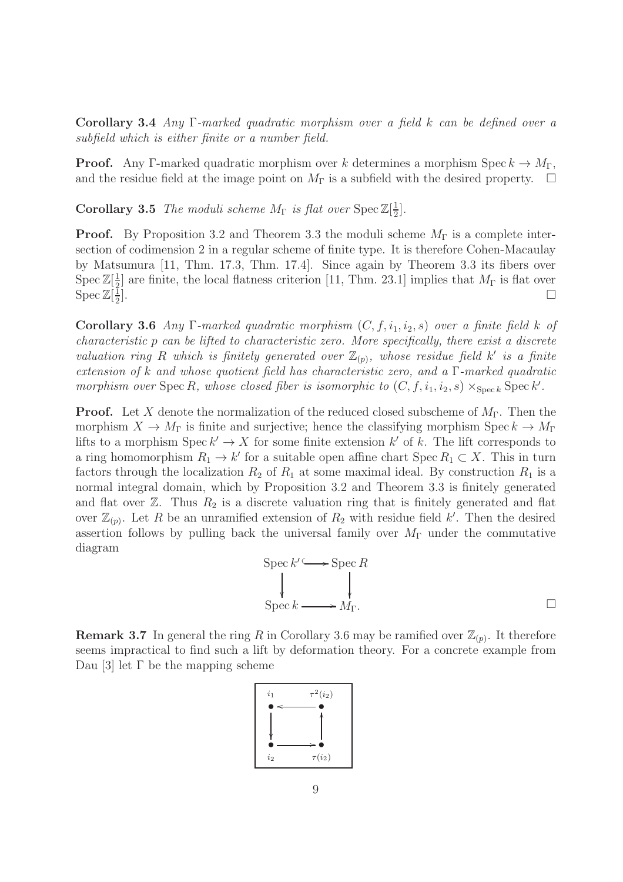**Corollary 3.4** *Any $\Gamma$-marked quadratic morphism over a field $k$ can be defined over a subfield which is either finite or a number field.*

**Proof.** Any $\Gamma$-marked quadratic morphism over $k$ determines a morphism $\operatorname{Spec} k \to M_\Gamma$, and the residue field at the image point on $M_\Gamma$ is a subfield with the desired property. $\square$

**Corollary 3.5** *The moduli scheme $M_\Gamma$ is flat over $\operatorname{Spec} \mathbb{Z}[\frac{1}{2}]$.*

**Proof.** By Proposition 3.2 and Theorem 3.3 the moduli scheme $M_\Gamma$ is a complete intersection of codimension 2 in a regular scheme of finite type. It is therefore Cohen-Macaulay by Matsumura [11, Thm. 17.3, Thm. 17.4]. Since again by Theorem 3.3 its fibers over $\operatorname{Spec} \mathbb{Z}[\frac{1}{2}]$ are finite, the local flatness criterion [11, Thm. 23.1] implies that $M_\Gamma$ is flat over $\operatorname{Spec} \mathbb{Z}[\frac{1}{2}]$. $\square$

**Corollary 3.6** *Any $\Gamma$-marked quadratic morphism $(C, f, i_1, i_2, s)$ over a finite field $k$ of characteristic $p$ can be lifted to characteristic zero. More specifically, there exist a discrete valuation ring $R$ which is finitely generated over $\mathbb{Z}_{(p)}$, whose residue field $k'$ is a finite extension of $k$ and whose quotient field has characteristic zero, and a $\Gamma$-marked quadratic morphism over $\operatorname{Spec} R$, whose closed fiber is isomorphic to $(C, f, i_1, i_2, s) \times_{\operatorname{Spec} k} \operatorname{Spec} k'$.*

**Proof.** Let $X$ denote the normalization of the reduced closed subscheme of $M_\Gamma$. Then the morphism $X \to M_\Gamma$ is finite and surjective; hence the classifying morphism $\operatorname{Spec} k \to M_\Gamma$ lifts to a morphism $\operatorname{Spec} k' \to X$ for some finite extension $k'$ of $k$. The lift corresponds to a ring homomorphism $R_1 \to k'$ for a suitable open affine chart $\operatorname{Spec} R_1 \subset X$. This in turn factors through the localization $R_2$ of $R_1$ at some maximal ideal. By construction $R_1$ is a normal integral domain, which by Proposition 3.2 and Theorem 3.3 is finitely generated and flat over $\mathbb{Z}$. Thus $R_2$ is a discrete valuation ring that is finitely generated and flat over $\mathbb{Z}_{(p)}$. Let $R$ be an unramified extension of $R_2$ with residue field $k'$. Then the desired assertion follows by pulling back the universal family over $M_\Gamma$ under the commutative diagram

$$\begin{array}{ccc} \operatorname{Spec} k' & \hookrightarrow & \operatorname{Spec} R \\ \downarrow & & \downarrow \\ \operatorname{Spec} k & \longrightarrow & M_\Gamma. \end{array}$$

$\square$

**Remark 3.7** In general the ring $R$ in Corollary 3.6 may be ramified over $\mathbb{Z}_{(p)}$. It therefore seems impractical to find such a lift by deformation theory. For a concrete example from Dau [3] let $\Gamma$ be the mapping scheme

$$\begin{array}{ccc} i_1 & \longleftarrow & \tau^2(i_2) \\ \downarrow & & \uparrow \\ i_2 & \longrightarrow & \tau(i_2) \end{array}$$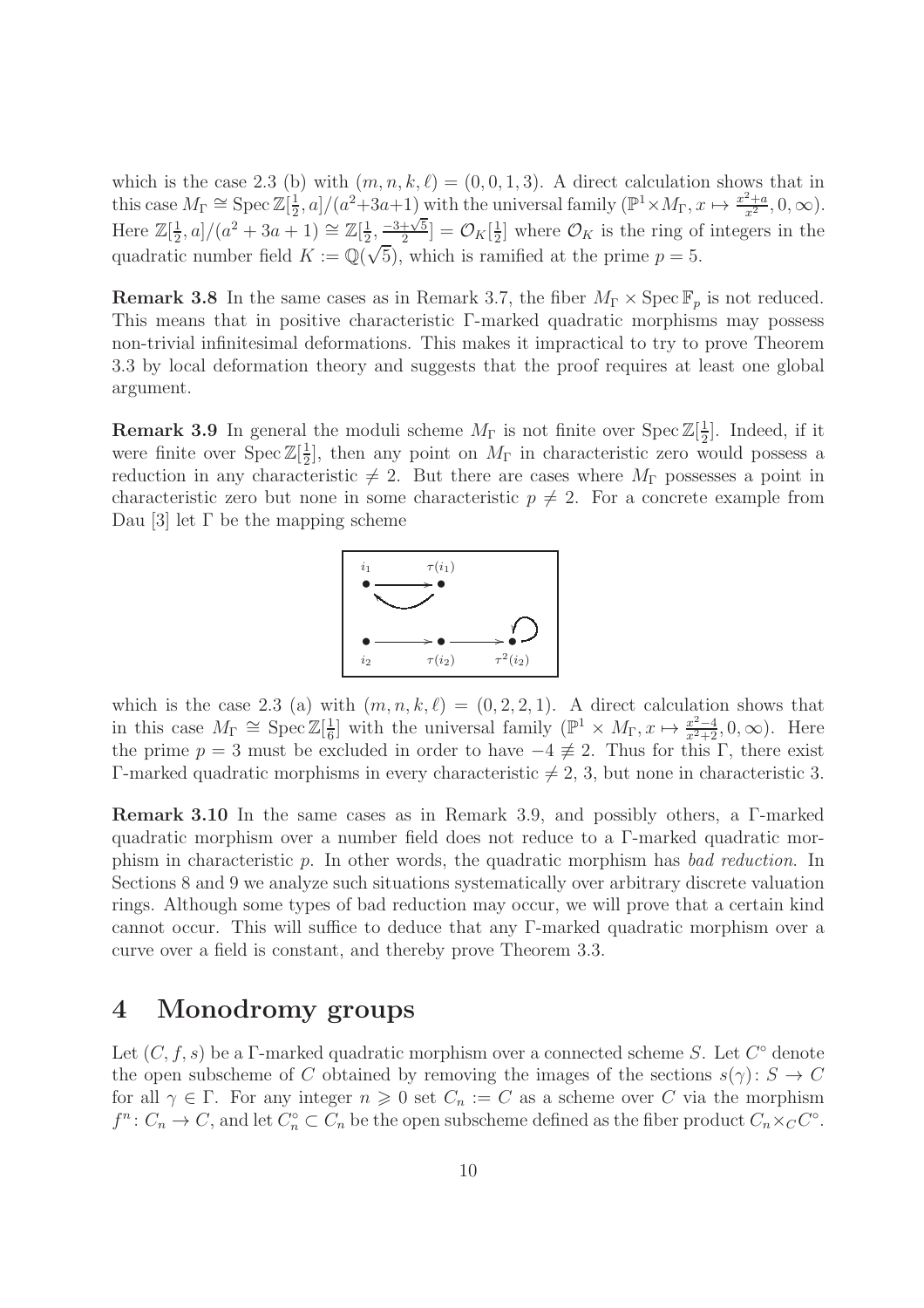which is the case 2.3 (b) with $(m,n,k,\ell) = (0,0,1,3)$. A direct calculation shows that in this case $M_\Gamma \cong \operatorname{Spec} \mathbb{Z}[\frac{1}{2}, a]/(a^2+3a+1)$ with the universal family $(\mathbb{P}^1 \times M_\Gamma, x \mapsto \frac{x^2+a}{x^2}, 0, \infty)$. Here $\mathbb{Z}[\frac{1}{2}, a]/(a^2+3a+1) \cong \mathbb{Z}[\frac{1}{2}, \frac{-3+\sqrt{5}}{2}] = \mathcal{O}_K[\frac{1}{2}]$ where $\mathcal{O}_K$ is the ring of integers in the quadratic number field $K := \mathbb{Q}(\sqrt{5})$, which is ramified at the prime $p = 5$.

**Remark 3.8** In the same cases as in Remark 3.7, the fiber $M_\Gamma \times \operatorname{Spec} \mathbb{F}_p$ is not reduced. This means that in positive characteristic $\Gamma$-marked quadratic morphisms may possess non-trivial infinitesimal deformations. This makes it impractical to try to prove Theorem 3.3 by local deformation theory and suggests that the proof requires at least one global argument.

**Remark 3.9** In general the moduli scheme $M_\Gamma$ is not finite over $\operatorname{Spec} \mathbb{Z}[\frac{1}{2}]$. Indeed, if it were finite over $\operatorname{Spec} \mathbb{Z}[\frac{1}{2}]$, then any point on $M_\Gamma$ in characteristic zero would possess a reduction in any characteristic $\neq 2$. But there are cases where $M_\Gamma$ possesses a point in characteristic zero but none in some characteristic $p \neq 2$. For a concrete example from Dau [3] let $\Gamma$ be the mapping scheme

$$i_1 \to \tau(i_1) \to i_1, \qquad i_2 \to \tau(i_2) \to \tau^2(i_2) \circlearrowleft$$

which is the case 2.3 (a) with $(m,n,k,\ell) = (0,2,2,1)$. A direct calculation shows that in this case $M_\Gamma \cong \operatorname{Spec} \mathbb{Z}[\frac{1}{6}]$ with the universal family $(\mathbb{P}^1 \times M_\Gamma, x \mapsto \frac{x^2-4}{x^2+2}, 0, \infty)$. Here the prime $p = 3$ must be excluded in order to have $-4 \not\equiv 2$. Thus for this $\Gamma$, there exist $\Gamma$-marked quadratic morphisms in every characteristic $\neq 2$, 3, but none in characteristic 3.

**Remark 3.10** In the same cases as in Remark 3.9, and possibly others, a $\Gamma$-marked quadratic morphism over a number field does not reduce to a $\Gamma$-marked quadratic morphism in characteristic $p$. In other words, the quadratic morphism has *bad reduction*. In Sections 8 and 9 we analyze such situations systematically over arbitrary discrete valuation rings. Although some types of bad reduction may occur, we will prove that a certain kind cannot occur. This will suffice to deduce that any $\Gamma$-marked quadratic morphism over a curve over a field is constant, and thereby prove Theorem 3.3.

# 4 Monodromy groups

Let $(C, f, s)$ be a $\Gamma$-marked quadratic morphism over a connected scheme $S$. Let $C^\circ$ denote the open subscheme of $C$ obtained by removing the images of the sections $s(\gamma)\colon S \to C$ for all $\gamma \in \Gamma$. For any integer $n \geqslant 0$ set $C_n := C$ as a scheme over $C$ via the morphism $f^n\colon C_n \to C$, and let $C_n^\circ \subset C_n$ be the open subscheme defined as the fiber product $C_n \times_C C^\circ$.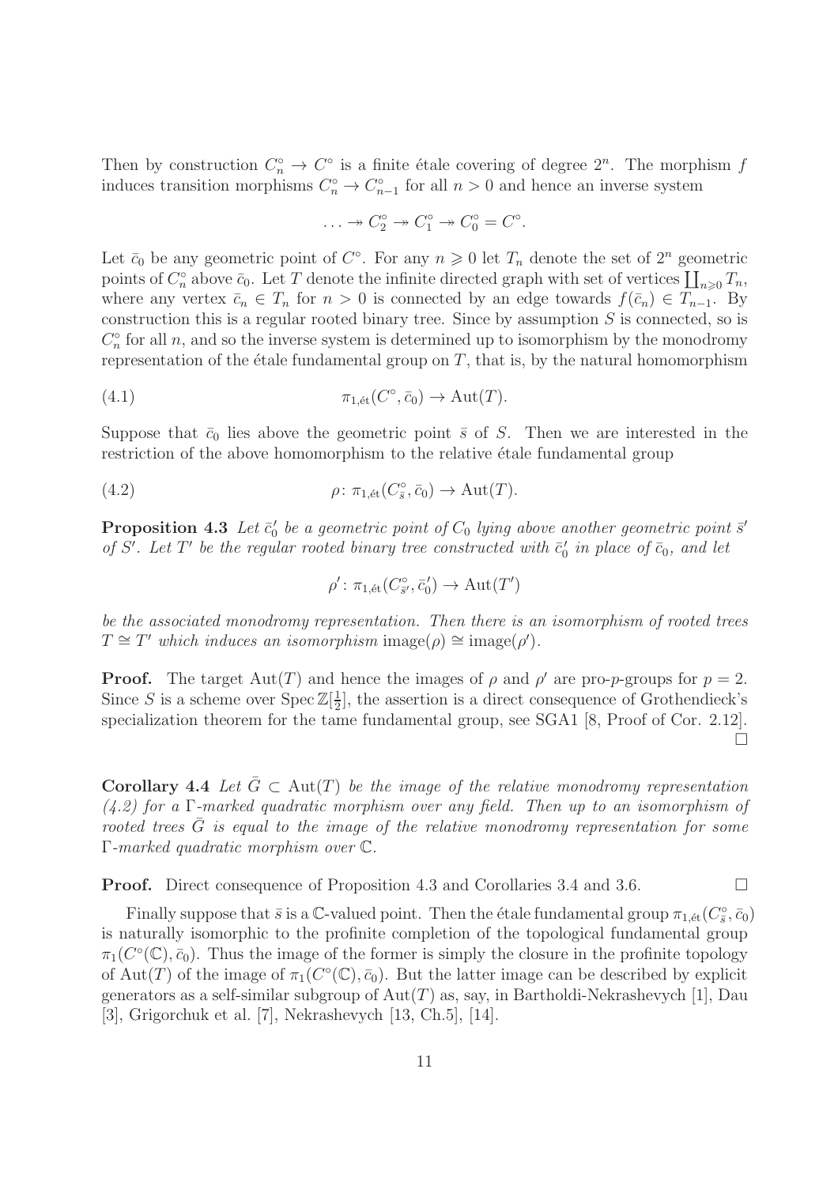Then by construction $C_n^\circ \to C^\circ$ is a finite étale covering of degree $2^n$. The morphism $f$ induces transition morphisms $C_n^\circ \to C_{n-1}^\circ$ for all $n > 0$ and hence an inverse system

$$\ldots \twoheadrightarrow C_2^\circ \twoheadrightarrow C_1^\circ \twoheadrightarrow C_0^\circ = C^\circ.$$

Let $\bar{c}_0$ be any geometric point of $C^\circ$. For any $n \geqslant 0$ let $T_n$ denote the set of $2^n$ geometric points of $C_n^\circ$ above $\bar{c}_0$. Let $T$ denote the infinite directed graph with set of vertices $\coprod_{n \geqslant 0} T_n$, where any vertex $\bar{c}_n \in T_n$ for $n > 0$ is connected by an edge towards $f(\bar{c}_n) \in T_{n-1}$. By construction this is a regular rooted binary tree. Since by assumption $S$ is connected, so is $C_n^\circ$ for all $n$, and so the inverse system is determined up to isomorphism by the monodromy representation of the étale fundamental group on $T$, that is, by the natural homomorphism

$$\pi_{1,\text{ét}}(C^\circ, \bar{c}_0) \to \operatorname{Aut}(T). \tag{4.1}$$

Suppose that $\bar{c}_0$ lies above the geometric point $\bar{s}$ of $S$. Then we are interested in the restriction of the above homomorphism to the relative étale fundamental group

$$\rho\colon \pi_{1,\text{ét}}(C_{\bar{s}}^\circ, \bar{c}_0) \to \operatorname{Aut}(T). \tag{4.2}$$

**Proposition 4.3** *Let $\bar{c}_0'$ be a geometric point of $C_0$ lying above another geometric point $\bar{s}'$ of $S'$. Let $T'$ be the regular rooted binary tree constructed with $\bar{c}_0'$ in place of $\bar{c}_0$, and let*

$$\rho'\colon \pi_{1,\text{ét}}(C_{\bar{s}'}^\circ, \bar{c}_0') \to \operatorname{Aut}(T')$$

*be the associated monodromy representation. Then there is an isomorphism of rooted trees $T \cong T'$ which induces an isomorphism* $\operatorname{image}(\rho) \cong \operatorname{image}(\rho')$.

**Proof.** The target $\operatorname{Aut}(T)$ and hence the images of $\rho$ and $\rho'$ are pro-$p$-groups for $p = 2$. Since $S$ is a scheme over $\operatorname{Spec} \mathbb{Z}[\frac{1}{2}]$, the assertion is a direct consequence of Grothendieck's specialization theorem for the tame fundamental group, see SGA1 [8, Proof of Cor. 2.12]. $\square$

**Corollary 4.4** *Let $\bar{G} \subset \operatorname{Aut}(T)$ be the image of the relative monodromy representation (4.2) for a $\Gamma$-marked quadratic morphism over any field. Then up to an isomorphism of rooted trees $\bar{G}$ is equal to the image of the relative monodromy representation for some $\Gamma$-marked quadratic morphism over $\mathbb{C}$.*

**Proof.** Direct consequence of Proposition 4.3 and Corollaries 3.4 and 3.6. $\square$

Finally suppose that $\bar{s}$ is a $\mathbb{C}$-valued point. Then the étale fundamental group $\pi_{1,\text{ét}}(C_{\bar{s}}^\circ, \bar{c}_0)$ is naturally isomorphic to the profinite completion of the topological fundamental group $\pi_1(C^\circ(\mathbb{C}), \bar{c}_0)$. Thus the image of the former is simply the closure in the profinite topology of $\operatorname{Aut}(T)$ of the image of $\pi_1(C^\circ(\mathbb{C}), \bar{c}_0)$. But the latter image can be described by explicit generators as a self-similar subgroup of $\operatorname{Aut}(T)$ as, say, in Bartholdi-Nekrashevych [1], Dau [3], Grigorchuk et al. [7], Nekrashevych [13, Ch.5], [14].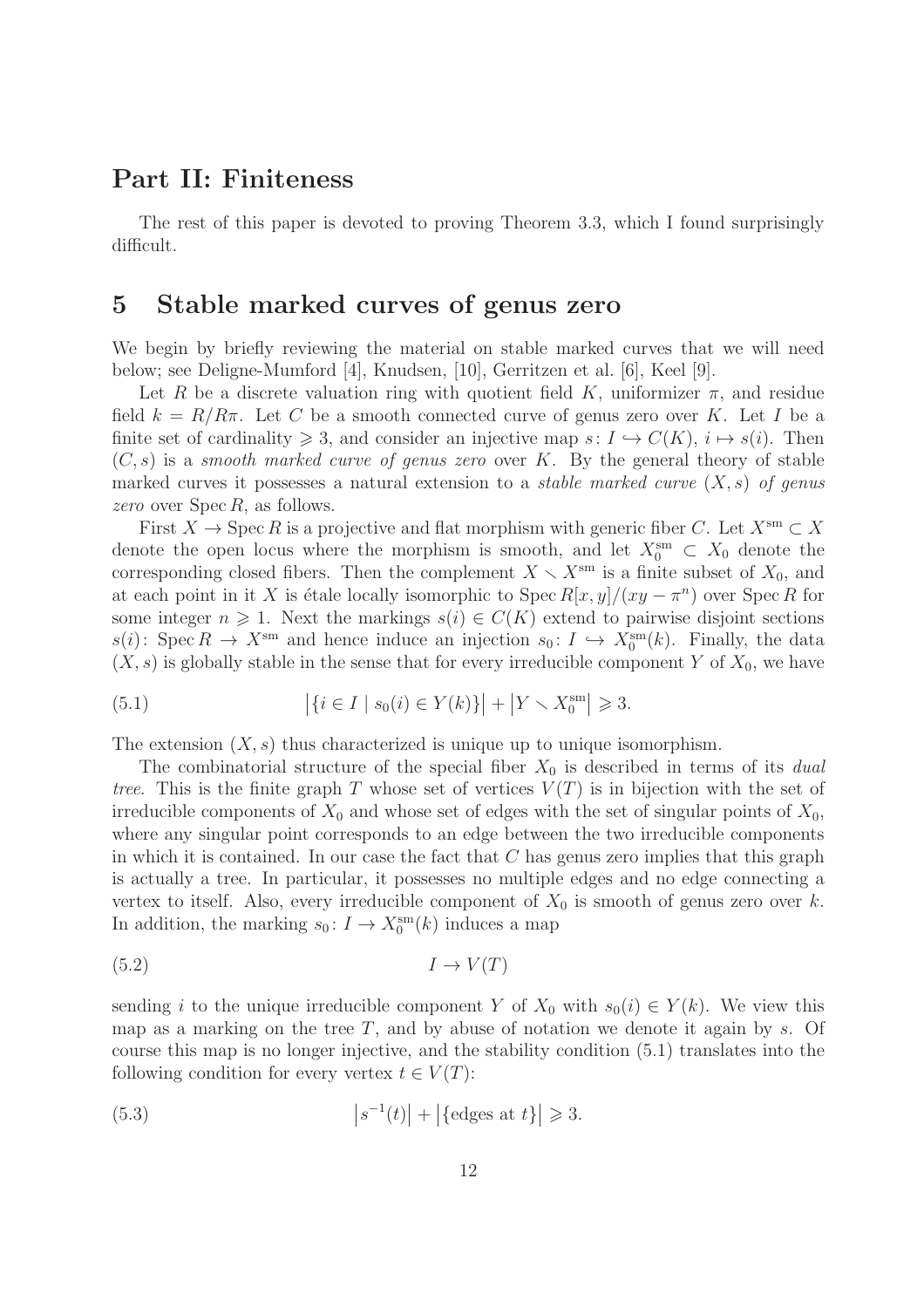# Part II: Finiteness

The rest of this paper is devoted to proving Theorem 3.3, which I found surprisingly difficult.

## 5 Stable marked curves of genus zero

We begin by briefly reviewing the material on stable marked curves that we will need below; see Deligne-Mumford [4], Knudsen, [10], Gerritzen et al. [6], Keel [9].

Let $R$ be a discrete valuation ring with quotient field $K$, uniformizer $\pi$, and residue field $k = R/R\pi$. Let $C$ be a smooth connected curve of genus zero over $K$. Let $I$ be a finite set of cardinality $\geqslant 3$, and consider an injective map $s\colon I \hookrightarrow C(K)$, $i \mapsto s(i)$. Then $(C, s)$ is a *smooth marked curve of genus zero* over $K$. By the general theory of stable marked curves it possesses a natural extension to a *stable marked curve* $(X, s)$ *of genus zero* over $\operatorname{Spec} R$, as follows.

First $X \to \operatorname{Spec} R$ is a projective and flat morphism with generic fiber $C$. Let $X^{\mathrm{sm}} \subset X$ denote the open locus where the morphism is smooth, and let $X_0^{\mathrm{sm}} \subset X_0$ denote the corresponding closed fibers. Then the complement $X \smallsetminus X^{\mathrm{sm}}$ is a finite subset of $X_0$, and at each point in it $X$ is étale locally isomorphic to $\operatorname{Spec} R[x, y]/(xy - \pi^n)$ over $\operatorname{Spec} R$ for some integer $n \geqslant 1$. Next the markings $s(i) \in C(K)$ extend to pairwise disjoint sections $s(i)\colon \operatorname{Spec} R \to X^{\mathrm{sm}}$ and hence induce an injection $s_0\colon I \hookrightarrow X_0^{\mathrm{sm}}(k)$. Finally, the data $(X, s)$ is globally stable in the sense that for every irreducible component $Y$ of $X_0$, we have

$$\big|\{i \in I \mid s_0(i) \in Y(k)\}\big| + \big|Y \smallsetminus X_0^{\mathrm{sm}}\big| \geqslant 3. \tag{5.1}$$

The extension $(X, s)$ thus characterized is unique up to unique isomorphism.

The combinatorial structure of the special fiber $X_0$ is described in terms of its *dual tree*. This is the finite graph $T$ whose set of vertices $V(T)$ is in bijection with the set of irreducible components of $X_0$ and whose set of edges with the set of singular points of $X_0$, where any singular point corresponds to an edge between the two irreducible components in which it is contained. In our case the fact that $C$ has genus zero implies that this graph is actually a tree. In particular, it possesses no multiple edges and no edge connecting a vertex to itself. Also, every irreducible component of $X_0$ is smooth of genus zero over $k$. In addition, the marking $s_0\colon I \to X_0^{\mathrm{sm}}(k)$ induces a map

$$I \to V(T) \tag{5.2}$$

sending $i$ to the unique irreducible component $Y$ of $X_0$ with $s_0(i) \in Y(k)$. We view this map as a marking on the tree $T$, and by abuse of notation we denote it again by $s$. Of course this map is no longer injective, and the stability condition (5.1) translates into the following condition for every vertex $t \in V(T)$:

$$\big|s^{-1}(t)\big| + \big|\{\text{edges at } t\}\big| \geqslant 3. \tag{5.3}$$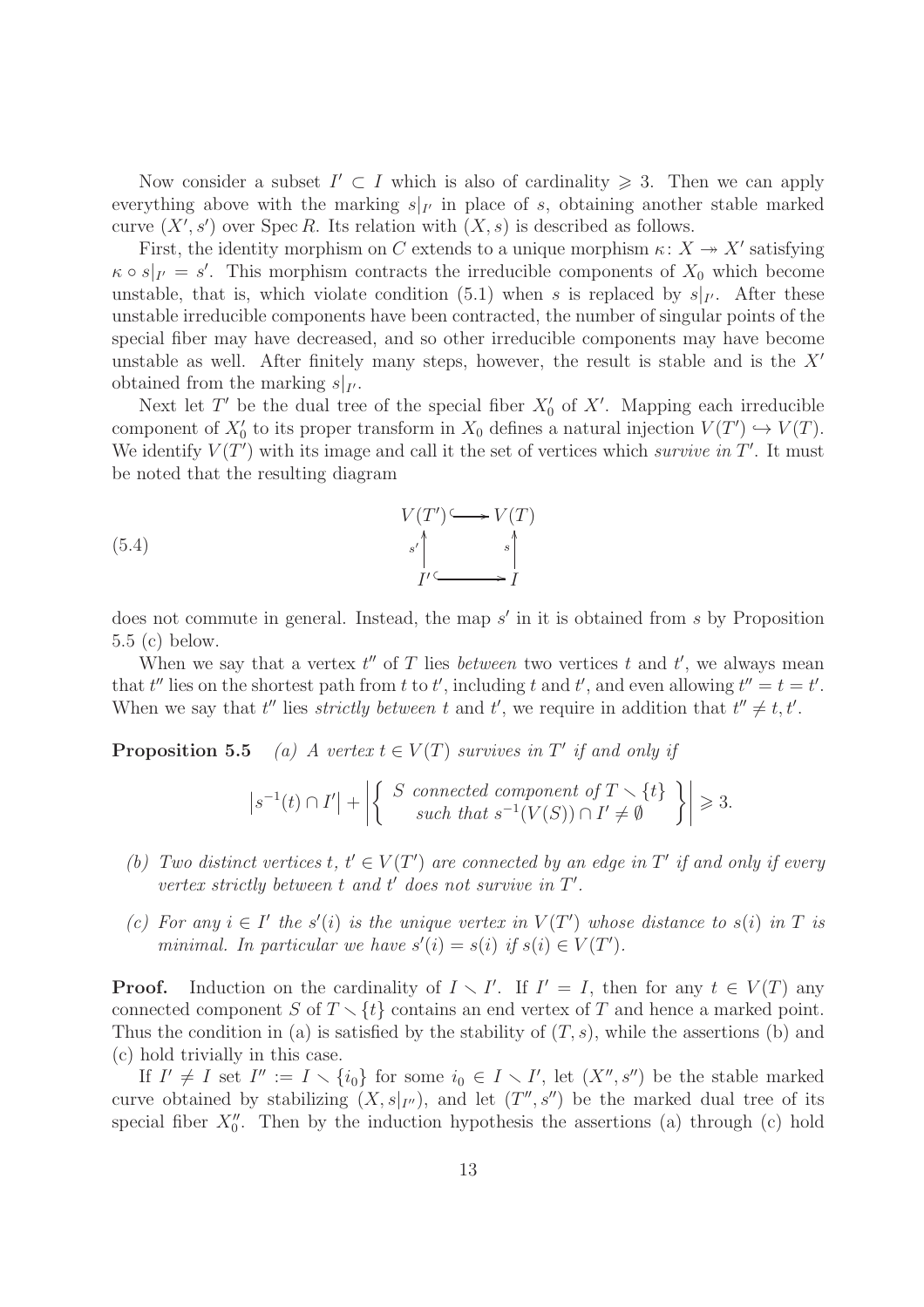Now consider a subset $I' \subset I$ which is also of cardinality $\geqslant 3$. Then we can apply everything above with the marking $s|_{I'}$ in place of $s$, obtaining another stable marked curve $(X', s')$ over $\operatorname{Spec} R$. Its relation with $(X, s)$ is described as follows.

First, the identity morphism on $C$ extends to a unique morphism $\kappa\colon X \twoheadrightarrow X'$ satisfying $\kappa \circ s|_{I'} = s'$. This morphism contracts the irreducible components of $X_0$ which become unstable, that is, which violate condition (5.1) when $s$ is replaced by $s|_{I'}$. After these unstable irreducible components have been contracted, the number of singular points of the special fiber may have decreased, and so other irreducible components may have become unstable as well. After finitely many steps, however, the result is stable and is the $X'$ obtained from the marking $s|_{I'}$.

Next let $T'$ be the dual tree of the special fiber $X'_0$ of $X'$. Mapping each irreducible component of $X'_0$ to its proper transform in $X_0$ defines a natural injection $V(T') \hookrightarrow V(T)$. We identify $V(T')$ with its image and call it the set of vertices which *survive in* $T'$. It must be noted that the resulting diagram

$$
\begin{array}{ccc}
V(T') & \hookrightarrow & V(T) \\
{\scriptstyle s'}\uparrow & & \uparrow{\scriptstyle s} \\
I' & \hookrightarrow & I
\end{array}
\tag{5.4}
$$

does not commute in general. Instead, the map $s'$ in it is obtained from $s$ by Proposition 5.5 (c) below.

When we say that a vertex $t''$ of $T$ lies *between* two vertices $t$ and $t'$, we always mean that $t''$ lies on the shortest path from $t$ to $t'$, including $t$ and $t'$, and even allowing $t'' = t = t'$. When we say that $t''$ lies *strictly between* $t$ and $t'$, we require in addition that $t'' \neq t, t'$.

**Proposition 5.5** *(a) A vertex $t \in V(T)$ survives in $T'$ if and only if*

$$\left|s^{-1}(t) \cap I'\right| + \left|\left\{ \begin{array}{c} S \text{ connected component of } T \smallsetminus \{t\} \\ \text{such that } s^{-1}(V(S)) \cap I' \neq \emptyset \end{array} \right\}\right| \geqslant 3.$$

*(b) Two distinct vertices $t, t' \in V(T')$ are connected by an edge in $T'$ if and only if every vertex strictly between $t$ and $t'$ does not survive in $T'$.*

*(c) For any $i \in I'$ the $s'(i)$ is the unique vertex in $V(T')$ whose distance to $s(i)$ in $T$ is minimal. In particular we have $s'(i) = s(i)$ if $s(i) \in V(T')$.*

**Proof.** Induction on the cardinality of $I \smallsetminus I'$. If $I' = I$, then for any $t \in V(T)$ any connected component $S$ of $T \smallsetminus \{t\}$ contains an end vertex of $T$ and hence a marked point. Thus the condition in (a) is satisfied by the stability of $(T, s)$, while the assertions (b) and (c) hold trivially in this case.

If $I' \neq I$ set $I'' := I \smallsetminus \{i_0\}$ for some $i_0 \in I \smallsetminus I'$, let $(X'', s'')$ be the stable marked curve obtained by stabilizing $(X, s|_{I''})$, and let $(T'', s'')$ be the marked dual tree of its special fiber $X''_0$. Then by the induction hypothesis the assertions (a) through (c) hold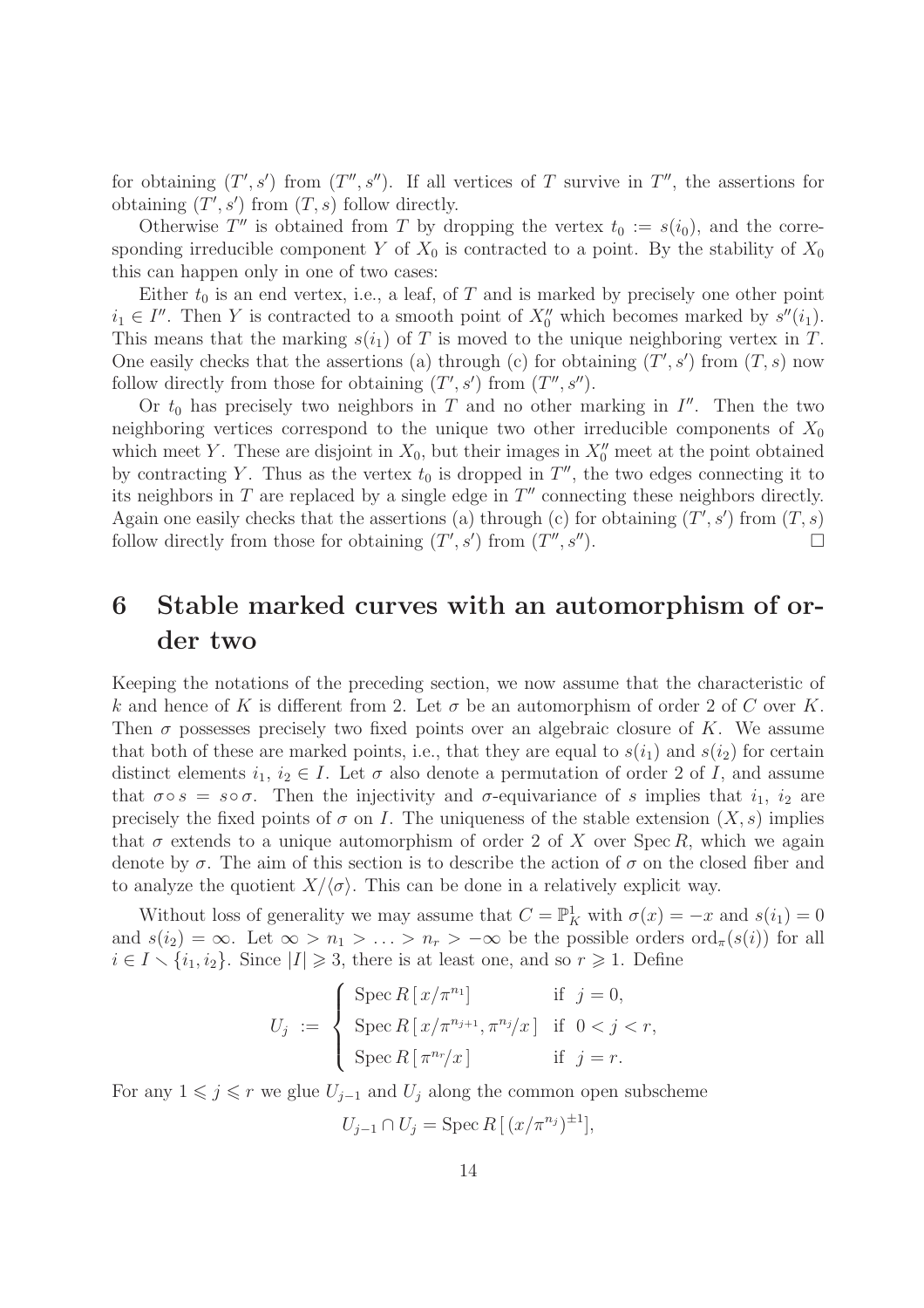for obtaining $(T', s')$ from $(T'', s'')$. If all vertices of $T$ survive in $T''$, the assertions for obtaining $(T', s')$ from $(T, s)$ follow directly.

Otherwise $T''$ is obtained from $T$ by dropping the vertex $t_0 := s(i_0)$, and the corresponding irreducible component $Y$ of $X_0$ is contracted to a point. By the stability of $X_0$ this can happen only in one of two cases:

Either $t_0$ is an end vertex, i.e., a leaf, of $T$ and is marked by precisely one other point $i_1 \in I''$. Then $Y$ is contracted to a smooth point of $X_0''$ which becomes marked by $s''(i_1)$. This means that the marking $s(i_1)$ of $T$ is moved to the unique neighboring vertex in $T$. One easily checks that the assertions (a) through (c) for obtaining $(T', s')$ from $(T, s)$ now follow directly from those for obtaining $(T', s')$ from $(T'', s'')$.

Or $t_0$ has precisely two neighbors in $T$ and no other marking in $I''$. Then the two neighboring vertices correspond to the unique two other irreducible components of $X_0$ which meet $Y$. These are disjoint in $X_0$, but their images in $X_0''$ meet at the point obtained by contracting $Y$. Thus as the vertex $t_0$ is dropped in $T''$, the two edges connecting it to its neighbors in $T$ are replaced by a single edge in $T''$ connecting these neighbors directly. Again one easily checks that the assertions (a) through (c) for obtaining $(T', s')$ from $(T, s)$ follow directly from those for obtaining $(T', s')$ from $(T'', s'')$. □

# 6 Stable marked curves with an automorphism of order two

Keeping the notations of the preceding section, we now assume that the characteristic of $k$ and hence of $K$ is different from 2. Let $\sigma$ be an automorphism of order 2 of $C$ over $K$. Then $\sigma$ possesses precisely two fixed points over an algebraic closure of $K$. We assume that both of these are marked points, i.e., that they are equal to $s(i_1)$ and $s(i_2)$ for certain distinct elements $i_1$, $i_2 \in I$. Let $\sigma$ also denote a permutation of order 2 of $I$, and assume that $\sigma \circ s = s \circ \sigma$. Then the injectivity and $\sigma$-equivariance of $s$ implies that $i_1$, $i_2$ are precisely the fixed points of $\sigma$ on $I$. The uniqueness of the stable extension $(X, s)$ implies that $\sigma$ extends to a unique automorphism of order 2 of $X$ over $\operatorname{Spec} R$, which we again denote by $\sigma$. The aim of this section is to describe the action of $\sigma$ on the closed fiber and to analyze the quotient $X/\langle\sigma\rangle$. This can be done in a relatively explicit way.

Without loss of generality we may assume that $C = \mathbb{P}^1_K$ with $\sigma(x) = -x$ and $s(i_1) = 0$ and $s(i_2) = \infty$. Let $\infty > n_1 > \ldots > n_r > -\infty$ be the possible orders $\operatorname{ord}_\pi(s(i))$ for all $i \in I \smallsetminus \{i_1, i_2\}$. Since $|I| \geqslant 3$, there is at least one, and so $r \geqslant 1$. Define

$$U_j \;:=\; \begin{cases} \operatorname{Spec} R\,[\,x/\pi^{n_1}] & \text{if } \ j = 0, \\ \operatorname{Spec} R\,[\,x/\pi^{n_{j+1}}, \pi^{n_j}/x\,] & \text{if } \ 0 < j < r, \\ \operatorname{Spec} R\,[\,\pi^{n_r}/x\,] & \text{if } \ j = r. \end{cases}$$

For any $1 \leqslant j \leqslant r$ we glue $U_{j-1}$ and $U_j$ along the common open subscheme

$$U_{j-1} \cap U_j = \operatorname{Spec} R\,[\,(x/\pi^{n_j})^{\pm 1}],$$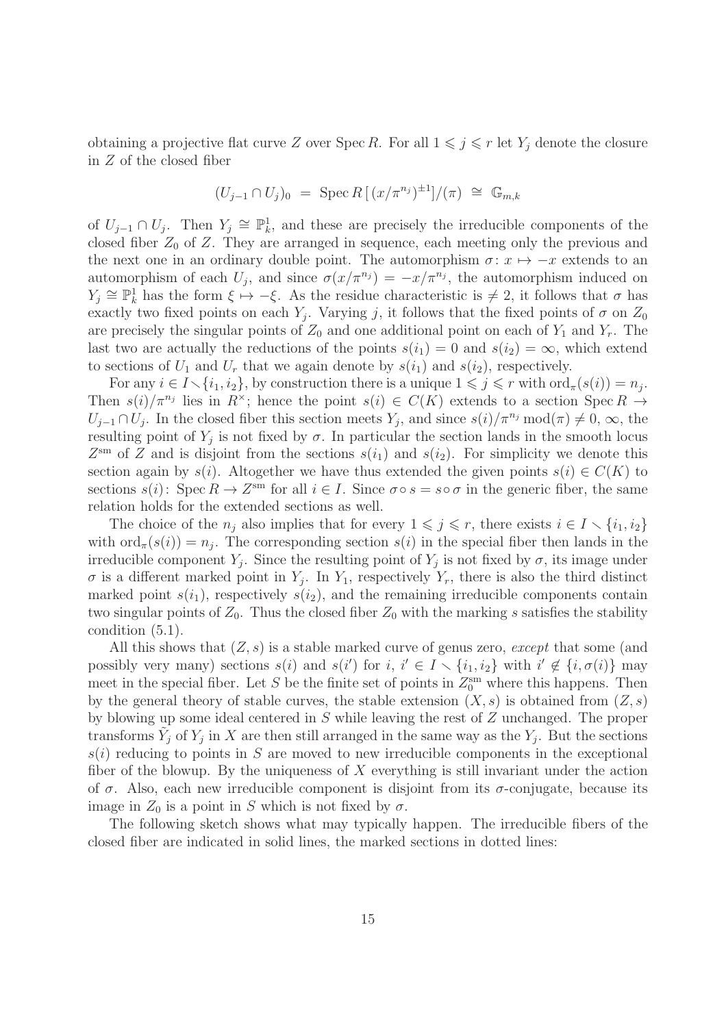obtaining a projective flat curve $Z$ over $\operatorname{Spec} R$. For all $1 \leqslant j \leqslant r$ let $Y_j$ denote the closure in $Z$ of the closed fiber

$$(U_{j-1} \cap U_j)_0 \;=\; \operatorname{Spec} R\,[\,(x/\pi^{n_j})^{\pm 1}]/(\pi) \;\cong\; \mathbb{G}_{m,k}$$

of $U_{j-1} \cap U_j$. Then $Y_j \cong \mathbb{P}^1_k$, and these are precisely the irreducible components of the closed fiber $Z_0$ of $Z$. They are arranged in sequence, each meeting only the previous and the next one in an ordinary double point. The automorphism $\sigma\colon x \mapsto -x$ extends to an automorphism of each $U_j$, and since $\sigma(x/\pi^{n_j}) = -x/\pi^{n_j}$, the automorphism induced on $Y_j \cong \mathbb{P}^1_k$ has the form $\xi \mapsto -\xi$. As the residue characteristic is $\neq 2$, it follows that $\sigma$ has exactly two fixed points on each $Y_j$. Varying $j$, it follows that the fixed points of $\sigma$ on $Z_0$ are precisely the singular points of $Z_0$ and one additional point on each of $Y_1$ and $Y_r$. The last two are actually the reductions of the points $s(i_1) = 0$ and $s(i_2) = \infty$, which extend to sections of $U_1$ and $U_r$ that we again denote by $s(i_1)$ and $s(i_2)$, respectively.

For any $i \in I \smallsetminus \{i_1, i_2\}$, by construction there is a unique $1 \leqslant j \leqslant r$ with $\operatorname{ord}_\pi(s(i)) = n_j$. Then $s(i)/\pi^{n_j}$ lies in $R^\times$; hence the point $s(i) \in C(K)$ extends to a section $\operatorname{Spec} R \to U_{j-1} \cap U_j$. In the closed fiber this section meets $Y_j$, and since $s(i)/\pi^{n_j} \operatorname{mod}(\pi) \neq 0, \infty$, the resulting point of $Y_j$ is not fixed by $\sigma$. In particular the section lands in the smooth locus $Z^{\mathrm{sm}}$ of $Z$ and is disjoint from the sections $s(i_1)$ and $s(i_2)$. For simplicity we denote this section again by $s(i)$. Altogether we have thus extended the given points $s(i) \in C(K)$ to sections $s(i)\colon \operatorname{Spec} R \to Z^{\mathrm{sm}}$ for all $i \in I$. Since $\sigma \circ s = s \circ \sigma$ in the generic fiber, the same relation holds for the extended sections as well.

The choice of the $n_j$ also implies that for every $1 \leqslant j \leqslant r$, there exists $i \in I \smallsetminus \{i_1, i_2\}$ with $\operatorname{ord}_\pi(s(i)) = n_j$. The corresponding section $s(i)$ in the special fiber then lands in the irreducible component $Y_j$. Since the resulting point of $Y_j$ is not fixed by $\sigma$, its image under $\sigma$ is a different marked point in $Y_j$. In $Y_1$, respectively $Y_r$, there is also the third distinct marked point $s(i_1)$, respectively $s(i_2)$, and the remaining irreducible components contain two singular points of $Z_0$. Thus the closed fiber $Z_0$ with the marking $s$ satisfies the stability condition (5.1).

All this shows that $(Z, s)$ is a stable marked curve of genus zero, *except* that some (and possibly very many) sections $s(i)$ and $s(i')$ for $i,\, i' \in I \smallsetminus \{i_1, i_2\}$ with $i' \notin \{i, \sigma(i)\}$ may meet in the special fiber. Let $S$ be the finite set of points in $Z_0^{\mathrm{sm}}$ where this happens. Then by the general theory of stable curves, the stable extension $(X, s)$ is obtained from $(Z, s)$ by blowing up some ideal centered in $S$ while leaving the rest of $Z$ unchanged. The proper transforms $\tilde{Y}_j$ of $Y_j$ in $X$ are then still arranged in the same way as the $Y_j$. But the sections $s(i)$ reducing to points in $S$ are moved to new irreducible components in the exceptional fiber of the blowup. By the uniqueness of $X$ everything is still invariant under the action of $\sigma$. Also, each new irreducible component is disjoint from its $\sigma$-conjugate, because its image in $Z_0$ is a point in $S$ which is not fixed by $\sigma$.

The following sketch shows what may typically happen. The irreducible fibers of the closed fiber are indicated in solid lines, the marked sections in dotted lines: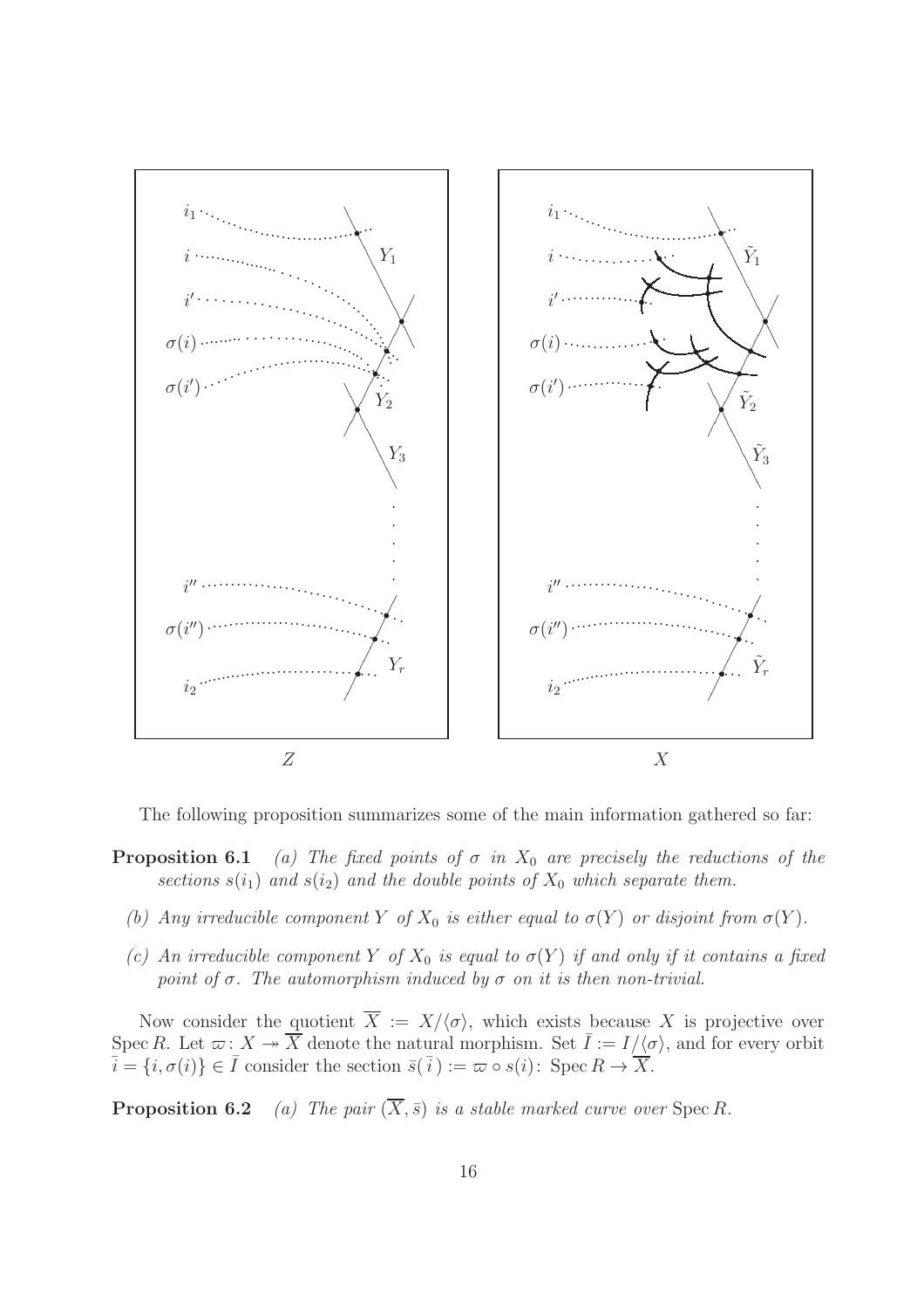The following proposition summarizes some of the main information gathered so far:

**Proposition 6.1** *(a) The fixed points of $\sigma$ in $X_0$ are precisely the reductions of the sections $s(i_1)$ and $s(i_2)$ and the double points of $X_0$ which separate them.*

*(b) Any irreducible component $Y$ of $X_0$ is either equal to $\sigma(Y)$ or disjoint from $\sigma(Y)$.*

*(c) An irreducible component $Y$ of $X_0$ is equal to $\sigma(Y)$ if and only if it contains a fixed point of $\sigma$. The automorphism induced by $\sigma$ on it is then non-trivial.*

Now consider the quotient $\overline{X} := X/\langle\sigma\rangle$, which exists because $X$ is projective over $\operatorname{Spec} R$. Let $\varpi\colon X \twoheadrightarrow \overline{X}$ denote the natural morphism. Set $\bar{I} := I/\langle\sigma\rangle$, and for every orbit $\bar{i} = \{i, \sigma(i)\} \in \bar{I}$ consider the section $\bar{s}(\bar{i}) := \varpi \circ s(i)\colon \operatorname{Spec} R \to \overline{X}$.

**Proposition 6.2** *(a) The pair $(\overline{X}, \bar{s})$ is a stable marked curve over* $\operatorname{Spec} R$.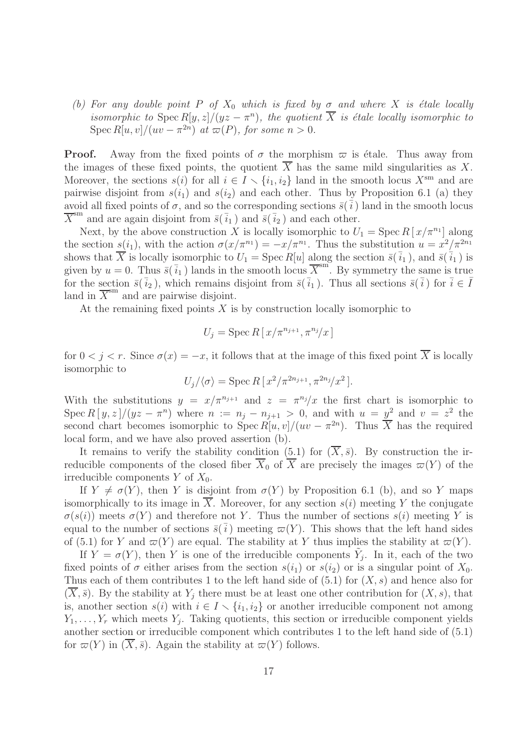*(b) For any double point $P$ of $X_0$ which is fixed by $\sigma$ and where $X$ is étale locally isomorphic to* $\operatorname{Spec} R[y,z]/(yz-\pi^n)$*, the quotient* $\overline{X}$ *is étale locally isomorphic to* $\operatorname{Spec} R[u,v]/(uv-\pi^{2n})$ *at* $\varpi(P)$*, for some* $n>0$*.*

**Proof.** Away from the fixed points of $\sigma$ the morphism $\varpi$ is étale. Thus away from the images of these fixed points, the quotient $\overline{X}$ has the same mild singularities as $X$. Moreover, the sections $s(i)$ for all $i \in I \smallsetminus \{i_1, i_2\}$ land in the smooth locus $X^{\mathrm{sm}}$ and are pairwise disjoint from $s(i_1)$ and $s(i_2)$ and each other. Thus by Proposition 6.1 (a) they avoid all fixed points of $\sigma$, and so the corresponding sections $\bar{s}(\,\bar{i}\,)$ land in the smooth locus $\overline{X}^{\mathrm{sm}}$ and are again disjoint from $\bar{s}(\,\bar{i}_1\,)$ and $\bar{s}(\,\bar{i}_2\,)$ and each other.

Next, by the above construction $X$ is locally isomorphic to $U_1 = \operatorname{Spec} R\,[\,x/\pi^{n_1}]$ along the section $s(i_1)$, with the action $\sigma(x/\pi^{n_1}) = -x/\pi^{n_1}$. Thus the substitution $u = x^2/\pi^{2n_1}$ shows that $\overline{X}$ is locally isomorphic to $U_1 = \operatorname{Spec} R[u]$ along the section $\bar{s}(\,\bar{i}_1\,)$, and $\bar{s}(\,\bar{i}_1\,)$ is given by $u=0$. Thus $\bar{s}(\,\bar{i}_1\,)$ lands in the smooth locus $\overline{X}^{\mathrm{sm}}$. By symmetry the same is true for the section $\bar{s}(\,\bar{i}_2\,)$, which remains disjoint from $\bar{s}(\,\bar{i}_1\,)$. Thus all sections $\bar{s}(\,\bar{i}\,)$ for $\bar{i} \in \bar{I}$ land in $\overline{X}^{\mathrm{sm}}$ and are pairwise disjoint.

At the remaining fixed points $X$ is by construction locally isomorphic to

$$U_j = \operatorname{Spec} R\,[\,x/\pi^{n_{j+1}}, \pi^{n_j}/x\,]$$

for $0 < j < r$. Since $\sigma(x) = -x$, it follows that at the image of this fixed point $\overline{X}$ is locally isomorphic to

$$U_j/\langle\sigma\rangle = \operatorname{Spec} R\,[\,x^2/\pi^{2n_{j+1}}, \pi^{2n_j}/x^2\,].$$

With the substitutions $y = x/\pi^{n_{j+1}}$ and $z = \pi^{n_j}/x$ the first chart is isomorphic to $\operatorname{Spec} R\,[\,y,z\,]/(yz-\pi^n)$ where $n := n_j - n_{j+1} > 0$, and with $u = y^2$ and $v = z^2$ the second chart becomes isomorphic to $\operatorname{Spec} R[u,v]/(uv-\pi^{2n})$. Thus $\overline{X}$ has the required local form, and we have also proved assertion (b).

It remains to verify the stability condition (5.1) for $(\overline{X}, \bar{s})$. By construction the irreducible components of the closed fiber $\overline{X}_0$ of $\overline{X}$ are precisely the images $\varpi(Y)$ of the irreducible components $Y$ of $X_0$.

If $Y \neq \sigma(Y)$, then $Y$ is disjoint from $\sigma(Y)$ by Proposition 6.1 (b), and so $Y$ maps isomorphically to its image in $\overline{X}$. Moreover, for any section $s(i)$ meeting $Y$ the conjugate $\sigma(s(i))$ meets $\sigma(Y)$ and therefore not $Y$. Thus the number of sections $s(i)$ meeting $Y$ is equal to the number of sections $\bar{s}(\,\bar{i}\,)$ meeting $\varpi(Y)$. This shows that the left hand sides of (5.1) for $Y$ and $\varpi(Y)$ are equal. The stability at $Y$ thus implies the stability at $\varpi(Y)$.

If $Y = \sigma(Y)$, then $Y$ is one of the irreducible components $\tilde{Y}_j$. In it, each of the two fixed points of $\sigma$ either arises from the section $s(i_1)$ or $s(i_2)$ or is a singular point of $X_0$. Thus each of them contributes 1 to the left hand side of (5.1) for $(X,s)$ and hence also for $(\overline{X}, \bar{s})$. By the stability at $Y_j$ there must be at least one other contribution for $(X,s)$, that is, another section $s(i)$ with $i \in I \smallsetminus \{i_1, i_2\}$ or another irreducible component not among $Y_1, \ldots, Y_r$ which meets $Y_j$. Taking quotients, this section or irreducible component yields another section or irreducible component which contributes 1 to the left hand side of (5.1) for $\varpi(Y)$ in $(\overline{X}, \bar{s})$. Again the stability at $\varpi(Y)$ follows.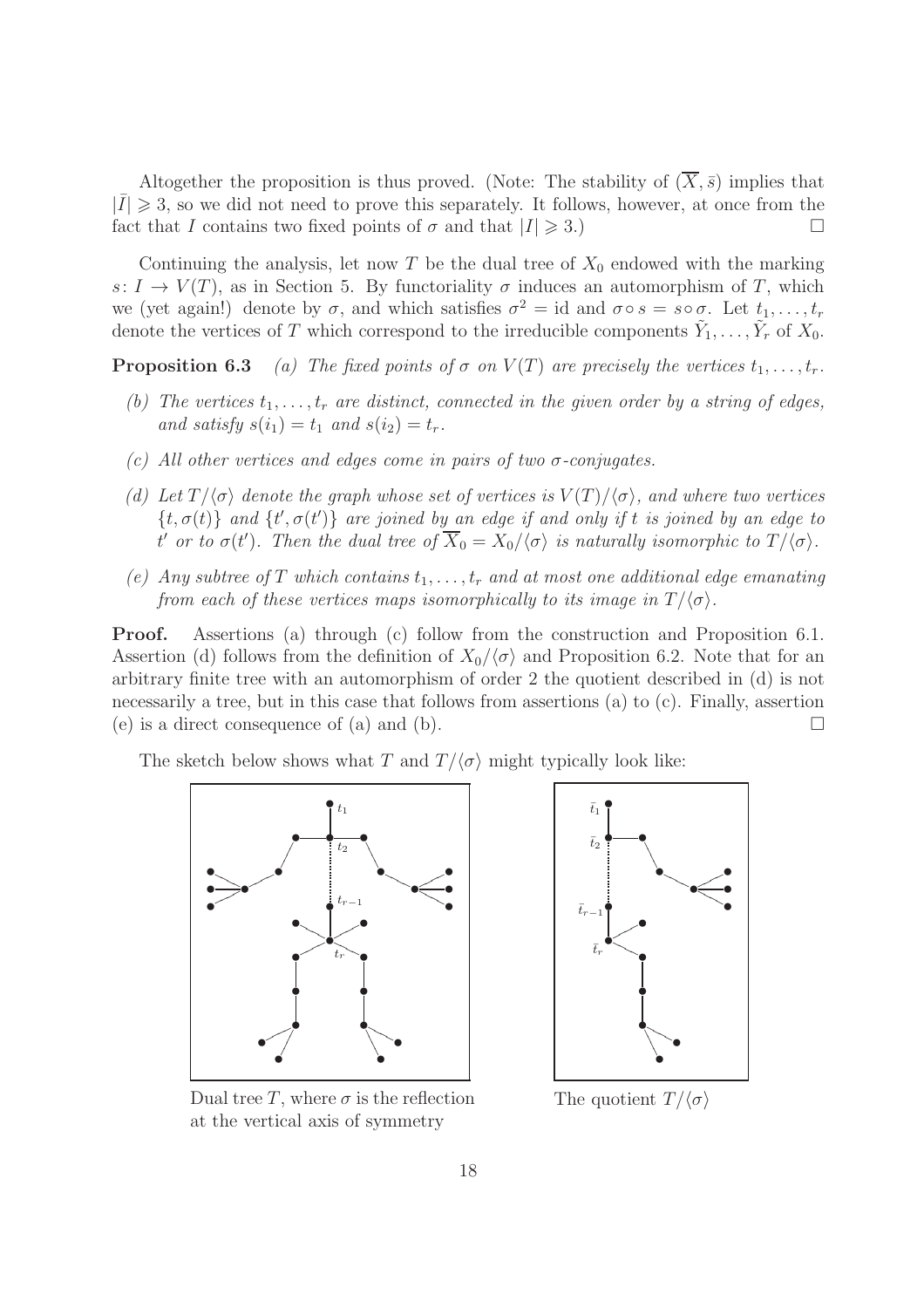Altogether the proposition is thus proved. (Note: The stability of $(\overline{X}, \bar{s})$ implies that $|\bar{I}| \geqslant 3$, so we did not need to prove this separately. It follows, however, at once from the fact that $I$ contains two fixed points of $\sigma$ and that $|I| \geqslant 3$.) $\square$

Continuing the analysis, let now $T$ be the dual tree of $X_0$ endowed with the marking $s: I \to V(T)$, as in Section 5. By functoriality $\sigma$ induces an automorphism of $T$, which we (yet again!) denote by $\sigma$, and which satisfies $\sigma^2 = \mathrm{id}$ and $\sigma \circ s = s \circ \sigma$. Let $t_1, \ldots, t_r$ denote the vertices of $T$ which correspond to the irreducible components $\tilde{Y}_1, \ldots, \tilde{Y}_r$ of $X_0$.

**Proposition 6.3** *(a) The fixed points of $\sigma$ on $V(T)$ are precisely the vertices $t_1, \ldots, t_r$.*

*(b) The vertices $t_1, \ldots, t_r$ are distinct, connected in the given order by a string of edges, and satisfy $s(i_1) = t_1$ and $s(i_2) = t_r$.*

*(c) All other vertices and edges come in pairs of two $\sigma$-conjugates.*

*(d) Let $T/\langle\sigma\rangle$ denote the graph whose set of vertices is $V(T)/\langle\sigma\rangle$, and where two vertices $\{t, \sigma(t)\}$ and $\{t', \sigma(t')\}$ are joined by an edge if and only if $t$ is joined by an edge to $t'$ or to $\sigma(t')$. Then the dual tree of $\overline{X}_0 = X_0/\langle\sigma\rangle$ is naturally isomorphic to $T/\langle\sigma\rangle$.*

*(e) Any subtree of $T$ which contains $t_1, \ldots, t_r$ and at most one additional edge emanating from each of these vertices maps isomorphically to its image in $T/\langle\sigma\rangle$.*

**Proof.** Assertions (a) through (c) follow from the construction and Proposition 6.1. Assertion (d) follows from the definition of $X_0/\langle\sigma\rangle$ and Proposition 6.2. Note that for an arbitrary finite tree with an automorphism of order 2 the quotient described in (d) is not necessarily a tree, but in this case that follows from assertions (a) to (c). Finally, assertion (e) is a direct consequence of (a) and (b). $\square$

The sketch below shows what $T$ and $T/\langle\sigma\rangle$ might typically look like:

Dual tree $T$, where $\sigma$ is the reflection at the vertical axis of symmetry

The quotient $T/\langle\sigma\rangle$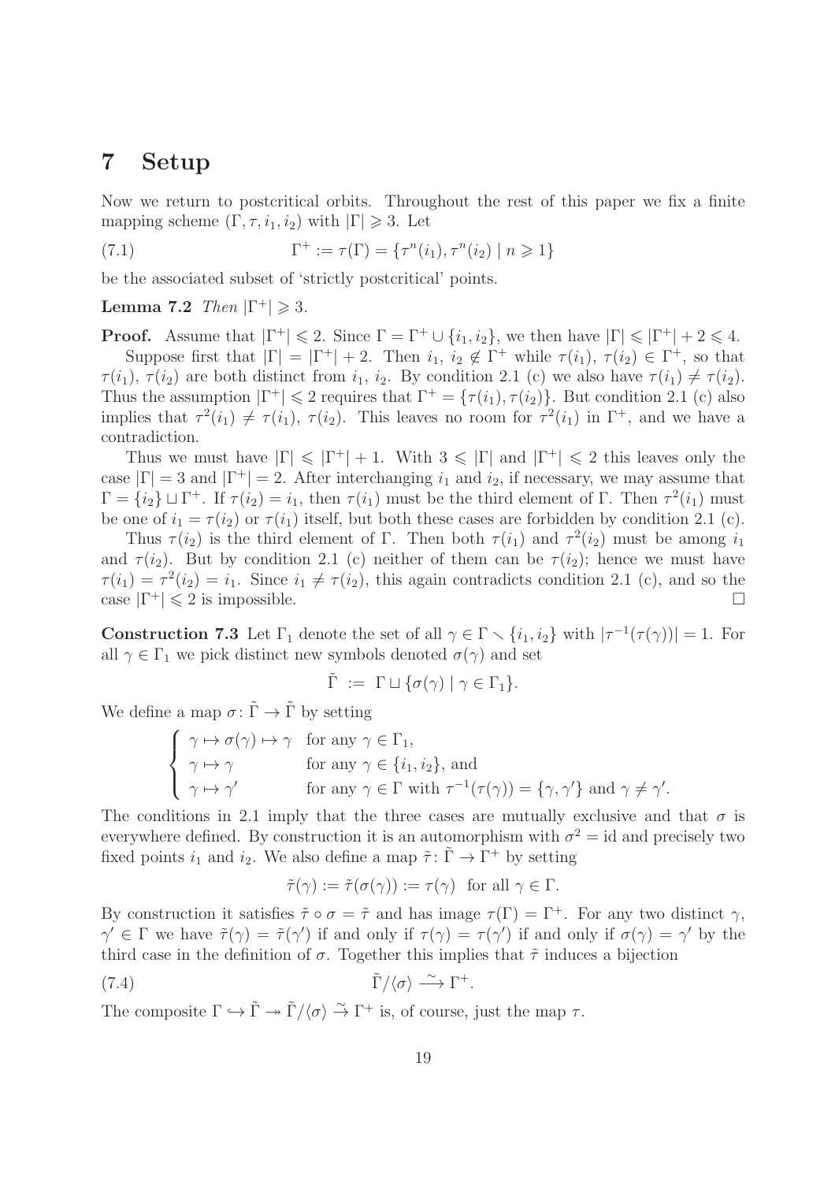# 7 Setup

Now we return to postcritical orbits. Throughout the rest of this paper we fix a finite mapping scheme $(\Gamma, \tau, i_1, i_2)$ with $|\Gamma| \geqslant 3$. Let

$$\Gamma^+ := \tau(\Gamma) = \{\tau^n(i_1), \tau^n(i_2) \mid n \geqslant 1\} \tag{7.1}$$

be the associated subset of 'strictly postcritical' points.

**Lemma 7.2** *Then* $|\Gamma^+| \geqslant 3$.

**Proof.** Assume that $|\Gamma^+| \leqslant 2$. Since $\Gamma = \Gamma^+ \cup \{i_1, i_2\}$, we then have $|\Gamma| \leqslant |\Gamma^+| + 2 \leqslant 4$.

Suppose first that $|\Gamma| = |\Gamma^+| + 2$. Then $i_1$, $i_2 \notin \Gamma^+$ while $\tau(i_1)$, $\tau(i_2) \in \Gamma^+$, so that $\tau(i_1)$, $\tau(i_2)$ are both distinct from $i_1$, $i_2$. By condition 2.1 (c) we also have $\tau(i_1) \neq \tau(i_2)$. Thus the assumption $|\Gamma^+| \leqslant 2$ requires that $\Gamma^+ = \{\tau(i_1), \tau(i_2)\}$. But condition 2.1 (c) also implies that $\tau^2(i_1) \neq \tau(i_1)$, $\tau(i_2)$. This leaves no room for $\tau^2(i_1)$ in $\Gamma^+$, and we have a contradiction.

Thus we must have $|\Gamma| \leqslant |\Gamma^+| + 1$. With $3 \leqslant |\Gamma|$ and $|\Gamma^+| \leqslant 2$ this leaves only the case $|\Gamma| = 3$ and $|\Gamma^+| = 2$. After interchanging $i_1$ and $i_2$, if necessary, we may assume that $\Gamma = \{i_2\} \sqcup \Gamma^+$. If $\tau(i_2) = i_1$, then $\tau(i_1)$ must be the third element of $\Gamma$. Then $\tau^2(i_1)$ must be one of $i_1 = \tau(i_2)$ or $\tau(i_1)$ itself, but both these cases are forbidden by condition 2.1 (c).

Thus $\tau(i_2)$ is the third element of $\Gamma$. Then both $\tau(i_1)$ and $\tau^2(i_2)$ must be among $i_1$ and $\tau(i_2)$. But by condition 2.1 (c) neither of them can be $\tau(i_2)$; hence we must have $\tau(i_1) = \tau^2(i_2) = i_1$. Since $i_1 \neq \tau(i_2)$, this again contradicts condition 2.1 (c), and so the case $|\Gamma^+| \leqslant 2$ is impossible. $\square$

**Construction 7.3** Let $\Gamma_1$ denote the set of all $\gamma \in \Gamma \smallsetminus \{i_1, i_2\}$ with $|\tau^{-1}(\tau(\gamma))| = 1$. For all $\gamma \in \Gamma_1$ we pick distinct new symbols denoted $\sigma(\gamma)$ and set

$$\tilde{\Gamma} := \Gamma \sqcup \{\sigma(\gamma) \mid \gamma \in \Gamma_1\}.$$

We define a map $\sigma \colon \tilde{\Gamma} \to \tilde{\Gamma}$ by setting

$$\begin{cases} \gamma \mapsto \sigma(\gamma) \mapsto \gamma & \text{for any } \gamma \in \Gamma_1, \\ \gamma \mapsto \gamma & \text{for any } \gamma \in \{i_1, i_2\}, \text{ and} \\ \gamma \mapsto \gamma' & \text{for any } \gamma \in \Gamma \text{ with } \tau^{-1}(\tau(\gamma)) = \{\gamma, \gamma'\} \text{ and } \gamma \neq \gamma'. \end{cases}$$

The conditions in 2.1 imply that the three cases are mutually exclusive and that $\sigma$ is everywhere defined. By construction it is an automorphism with $\sigma^2 = \mathrm{id}$ and precisely two fixed points $i_1$ and $i_2$. We also define a map $\tilde{\tau} \colon \tilde{\Gamma} \to \Gamma^+$ by setting

$$\tilde{\tau}(\gamma) := \tilde{\tau}(\sigma(\gamma)) := \tau(\gamma) \ \text{ for all } \gamma \in \Gamma.$$

By construction it satisfies $\tilde{\tau} \circ \sigma = \tilde{\tau}$ and has image $\tau(\Gamma) = \Gamma^+$. For any two distinct $\gamma$, $\gamma' \in \Gamma$ we have $\tilde{\tau}(\gamma) = \tilde{\tau}(\gamma')$ if and only if $\tau(\gamma) = \tau(\gamma')$ if and only if $\sigma(\gamma) = \gamma'$ by the third case in the definition of $\sigma$. Together this implies that $\tilde{\tau}$ induces a bijection

$$\tilde{\Gamma}/\langle\sigma\rangle \xrightarrow{\sim} \Gamma^+. \tag{7.4}$$

The composite $\Gamma \hookrightarrow \tilde{\Gamma} \twoheadrightarrow \tilde{\Gamma}/\langle\sigma\rangle \xrightarrow{\sim} \Gamma^+$ is, of course, just the map $\tau$.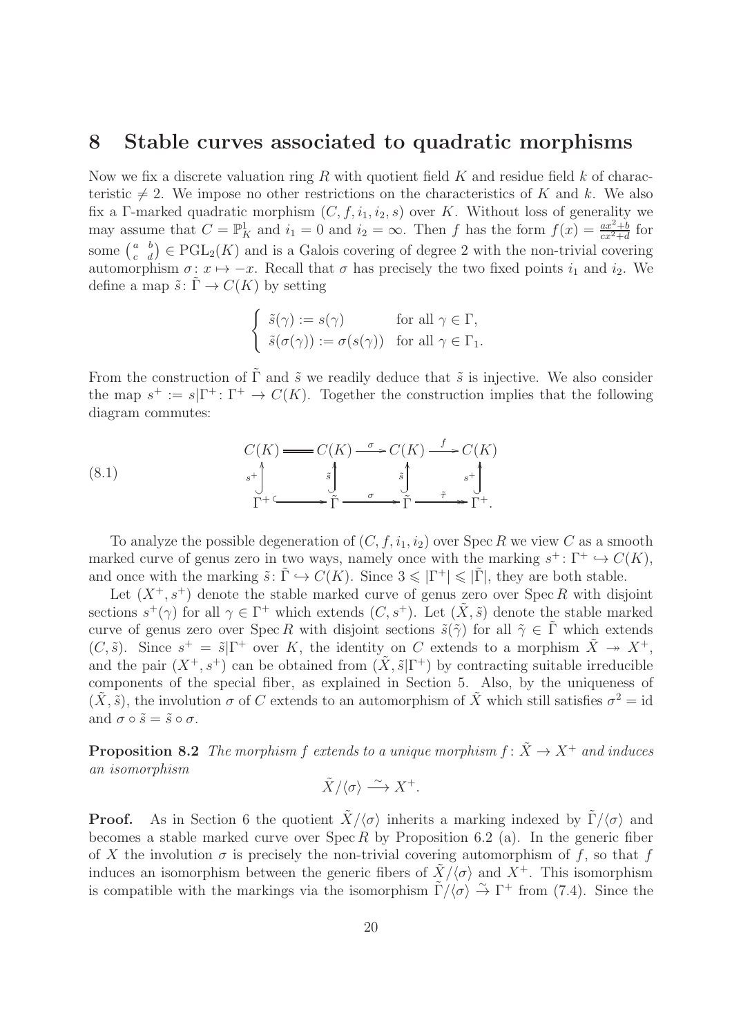## 8 Stable curves associated to quadratic morphisms

Now we fix a discrete valuation ring $R$ with quotient field $K$ and residue field $k$ of characteristic $\neq 2$. We impose no other restrictions on the characteristics of $K$ and $k$. We also fix a $\Gamma$-marked quadratic morphism $(C, f, i_1, i_2, s)$ over $K$. Without loss of generality we may assume that $C = \mathbb{P}^1_K$ and $i_1 = 0$ and $i_2 = \infty$. Then $f$ has the form $f(x) = \frac{ax^2+b}{cx^2+d}$ for some $\left(\begin{smallmatrix} a & b \\ c & d \end{smallmatrix}\right) \in \mathrm{PGL}_2(K)$ and is a Galois covering of degree 2 with the non-trivial covering automorphism $\sigma\colon x \mapsto -x$. Recall that $\sigma$ has precisely the two fixed points $i_1$ and $i_2$. We define a map $\tilde{s}\colon \tilde{\Gamma} \to C(K)$ by setting

$$\begin{cases} \tilde{s}(\gamma) := s(\gamma) & \text{for all } \gamma \in \Gamma, \\ \tilde{s}(\sigma(\gamma)) := \sigma(s(\gamma)) & \text{for all } \gamma \in \Gamma_1. \end{cases}$$

From the construction of $\tilde{\Gamma}$ and $\tilde{s}$ we readily deduce that $\tilde{s}$ is injective. We also consider the map $s^+ := s|\Gamma^+\colon \Gamma^+ \to C(K)$. Together the construction implies that the following diagram commutes:

$$\begin{array}{ccccccc} C(K) & = & C(K) & \xrightarrow{\sigma} & C(K) & \xrightarrow{f} & C(K) \\ {\scriptstyle s^+}\uparrow & & {\scriptstyle \tilde{s}}\uparrow & & {\scriptstyle \tilde{s}}\uparrow & & {\scriptstyle s^+}\uparrow \\ \Gamma^+ & \hookrightarrow & \tilde{\Gamma} & \xrightarrow{\sigma} & \tilde{\Gamma} & \xrightarrow{\tilde{\tau}} & \Gamma^+. \end{array} \tag{8.1}$$

To analyze the possible degeneration of $(C, f, i_1, i_2)$ over $\operatorname{Spec} R$ we view $C$ as a smooth marked curve of genus zero in two ways, namely once with the marking $s^+\colon \Gamma^+ \hookrightarrow C(K)$, and once with the marking $\tilde{s}\colon \tilde{\Gamma} \hookrightarrow C(K)$. Since $3 \leqslant |\Gamma^+| \leqslant |\tilde{\Gamma}|$, they are both stable.

Let $(X^+, s^+)$ denote the stable marked curve of genus zero over $\operatorname{Spec} R$ with disjoint sections $s^+(\gamma)$ for all $\gamma \in \Gamma^+$ which extends $(C, s^+)$. Let $(\tilde{X}, \tilde{s})$ denote the stable marked curve of genus zero over $\operatorname{Spec} R$ with disjoint sections $\tilde{s}(\tilde{\gamma})$ for all $\tilde{\gamma} \in \tilde{\Gamma}$ which extends $(C, \tilde{s})$. Since $s^+ = \tilde{s}|\Gamma^+$ over $K$, the identity on $C$ extends to a morphism $\tilde{X} \twoheadrightarrow X^+$, and the pair $(X^+, s^+)$ can be obtained from $(\tilde{X}, \tilde{s}|\Gamma^+)$ by contracting suitable irreducible components of the special fiber, as explained in Section 5. Also, by the uniqueness of $(\tilde{X}, \tilde{s})$, the involution $\sigma$ of $C$ extends to an automorphism of $\tilde{X}$ which still satisfies $\sigma^2 = \mathrm{id}$ and $\sigma \circ \tilde{s} = \tilde{s} \circ \sigma$.

**Proposition 8.2** *The morphism $f$ extends to a unique morphism $f\colon \tilde{X} \to X^+$ and induces an isomorphism*

$$\tilde{X}/\langle\sigma\rangle \xrightarrow{\sim} X^+.$$

**Proof.** As in Section 6 the quotient $\tilde{X}/\langle\sigma\rangle$ inherits a marking indexed by $\tilde{\Gamma}/\langle\sigma\rangle$ and becomes a stable marked curve over $\operatorname{Spec} R$ by Proposition 6.2 (a). In the generic fiber of $X$ the involution $\sigma$ is precisely the non-trivial covering automorphism of $f$, so that $f$ induces an isomorphism between the generic fibers of $\tilde{X}/\langle\sigma\rangle$ and $X^+$. This isomorphism is compatible with the markings via the isomorphism $\tilde{\Gamma}/\langle\sigma\rangle \xrightarrow{\sim} \Gamma^+$ from (7.4). Since the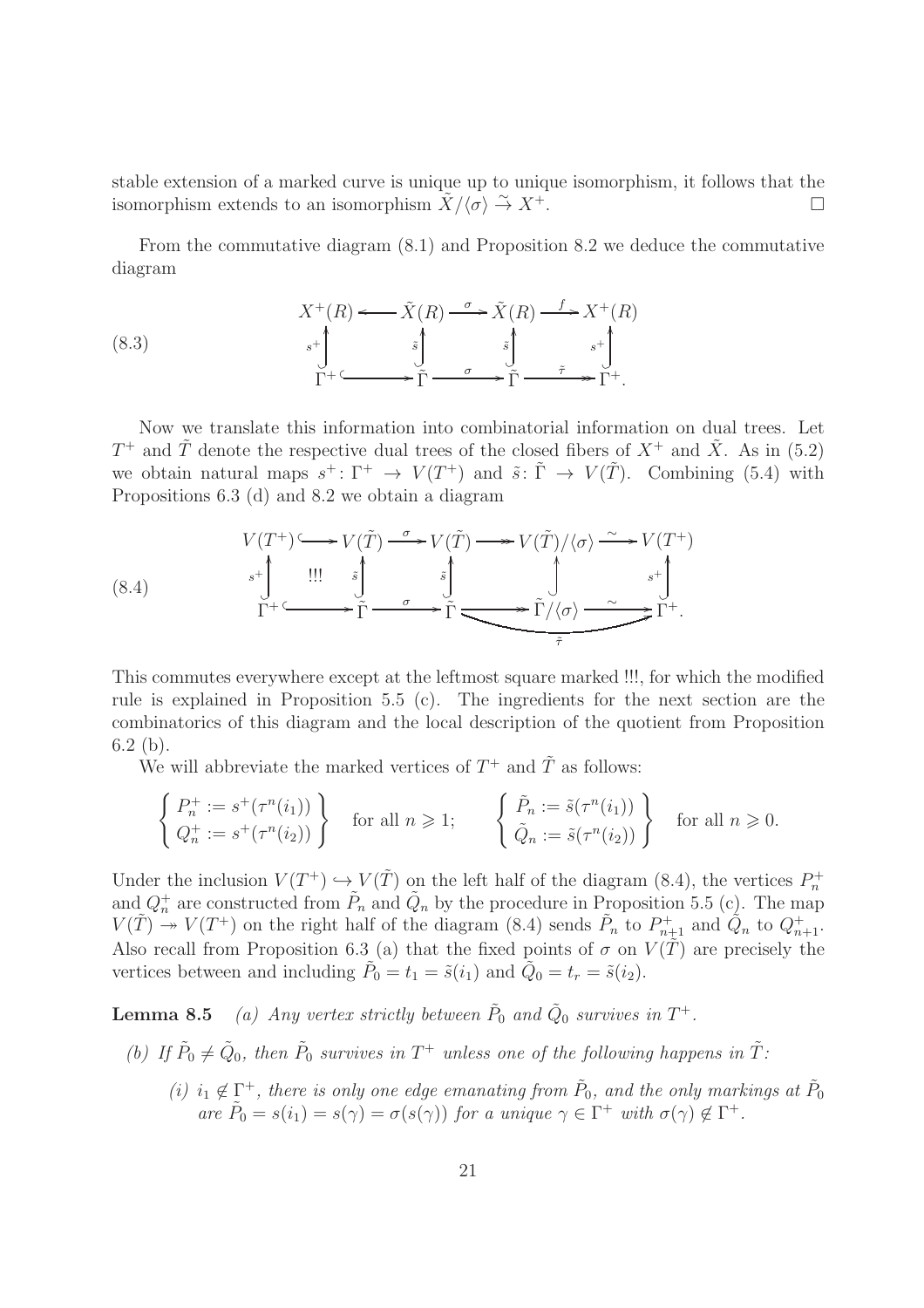stable extension of a marked curve is unique up to unique isomorphism, it follows that the isomorphism extends to an isomorphism $\tilde{X}/\langle\sigma\rangle \xrightarrow{\sim} X^+$. $\square$

From the commutative diagram (8.1) and Proposition 8.2 we deduce the commutative diagram

$$
\begin{array}{ccccccc}
X^+(R) & \longleftarrow & \tilde{X}(R) & \xrightarrow{\ \sigma\ } & \tilde{X}(R) & \xrightarrow{\ f\ } & X^+(R) \\
{\scriptstyle s^+}\uparrow & & {\scriptstyle \tilde{s}}\uparrow & & {\scriptstyle \tilde{s}}\uparrow & & {\scriptstyle s^+}\uparrow \\
\Gamma^+ & \hookrightarrow & \tilde{\Gamma} & \xrightarrow{\ \sigma\ } & \tilde{\Gamma} & \xrightarrow{\ \tilde{\tau}\ } & \Gamma^+.
\end{array}
\tag{8.3}
$$

Now we translate this information into combinatorial information on dual trees. Let $T^+$ and $\tilde{T}$ denote the respective dual trees of the closed fibers of $X^+$ and $\tilde{X}$. As in (5.2) we obtain natural maps $s^+\colon \Gamma^+ \to V(T^+)$ and $\tilde{s}\colon \tilde{\Gamma} \to V(\tilde{T})$. Combining (5.4) with Propositions 6.3 (d) and 8.2 we obtain a diagram

$$
\begin{array}{ccccccccc}
V(T^+) & \hookrightarrow & V(\tilde{T}) & \xrightarrow{\ \sigma\ } & V(\tilde{T}) & \twoheadrightarrow & V(\tilde{T})/\langle\sigma\rangle & \xrightarrow{\ \sim\ } & V(T^+) \\
{\scriptstyle s^+}\uparrow & !!! & {\scriptstyle \tilde{s}}\uparrow & & {\scriptstyle \tilde{s}}\uparrow & & \uparrow & & {\scriptstyle s^+}\uparrow \\
\Gamma^+ & \hookrightarrow & \tilde{\Gamma} & \xrightarrow{\ \sigma\ } & \tilde{\Gamma} & \twoheadrightarrow & \tilde{\Gamma}/\langle\sigma\rangle & \xrightarrow{\ \sim\ } & \Gamma^+.
\end{array}
\tag{8.4}
$$

(where the composite $\tilde{\Gamma} \to \Gamma^+$ along the bottom right is $\tilde{\tau}$).

This commutes everywhere except at the leftmost square marked !!!, for which the modified rule is explained in Proposition 5.5 (c). The ingredients for the next section are the combinatorics of this diagram and the local description of the quotient from Proposition 6.2 (b).

We will abbreviate the marked vertices of $T^+$ and $\tilde{T}$ as follows:

$$
\left\{\begin{array}{l} P_n^+ := s^+(\tau^n(i_1)) \\ Q_n^+ := s^+(\tau^n(i_2)) \end{array}\right\} \quad \text{for all } n \geqslant 1; \qquad \left\{\begin{array}{l} \tilde{P}_n := \tilde{s}(\tau^n(i_1)) \\ \tilde{Q}_n := \tilde{s}(\tau^n(i_2)) \end{array}\right\} \quad \text{for all } n \geqslant 0.
$$

Under the inclusion $V(T^+) \hookrightarrow V(\tilde{T})$ on the left half of the diagram (8.4), the vertices $P_n^+$ and $Q_n^+$ are constructed from $\tilde{P}_n$ and $\tilde{Q}_n$ by the procedure in Proposition 5.5 (c). The map $V(\tilde{T}) \twoheadrightarrow V(T^+)$ on the right half of the diagram (8.4) sends $\tilde{P}_n$ to $P_{n+1}^+$ and $\tilde{Q}_n$ to $Q_{n+1}^+$. Also recall from Proposition 6.3 (a) that the fixed points of $\sigma$ on $V(\tilde{T})$ are precisely the vertices between and including $\tilde{P}_0 = t_1 = \tilde{s}(i_1)$ and $\tilde{Q}_0 = t_r = \tilde{s}(i_2)$.

**Lemma 8.5** *(a) Any vertex strictly between $\tilde{P}_0$ and $\tilde{Q}_0$ survives in $T^+$.*

*(b) If $\tilde{P}_0 \neq \tilde{Q}_0$, then $\tilde{P}_0$ survives in $T^+$ unless one of the following happens in $\tilde{T}$:*

*(i) $i_1 \notin \Gamma^+$, there is only one edge emanating from $\tilde{P}_0$, and the only markings at $\tilde{P}_0$ are $\tilde{P}_0 = s(i_1) = s(\gamma) = \sigma(s(\gamma))$ for a unique $\gamma \in \Gamma^+$ with $\sigma(\gamma) \notin \Gamma^+$.*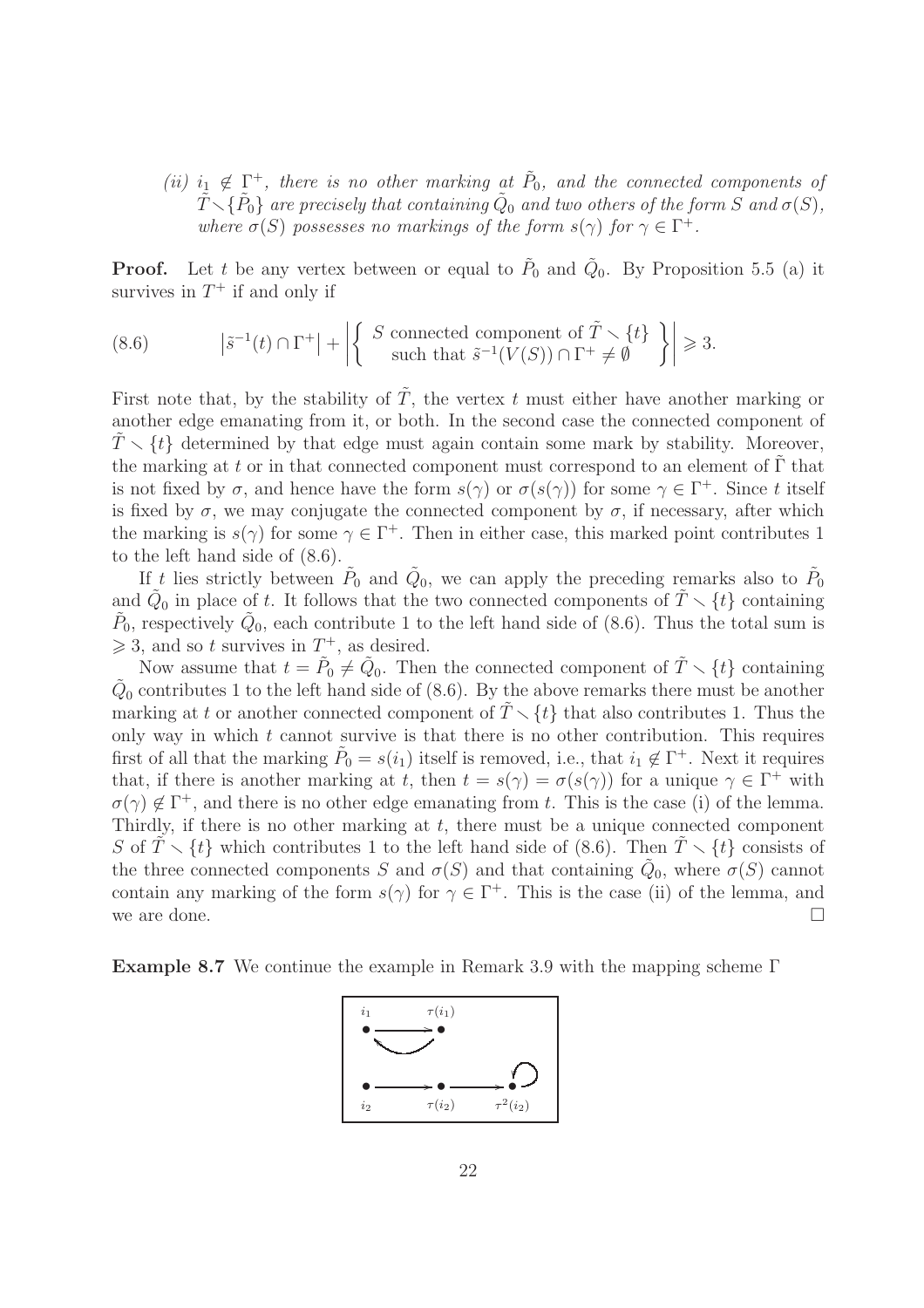*(ii) $i_1 \notin \Gamma^+$, there is no other marking at $\tilde{P}_0$, and the connected components of $\tilde{T} \smallsetminus \{\tilde{P}_0\}$ are precisely that containing $\tilde{Q}_0$ and two others of the form $S$ and $\sigma(S)$, where $\sigma(S)$ possesses no markings of the form $s(\gamma)$ for $\gamma \in \Gamma^+$.*

**Proof.** Let $t$ be any vertex between or equal to $\tilde{P}_0$ and $\tilde{Q}_0$. By Proposition 5.5 (a) it survives in $T^+$ if and only if

$$\left|\tilde{s}^{-1}(t) \cap \Gamma^+\right| + \left| \left\{ \begin{array}{c} S \text{ connected component of } \tilde{T} \smallsetminus \{t\} \\ \text{such that } \tilde{s}^{-1}(V(S)) \cap \Gamma^+ \neq \emptyset \end{array} \right\} \right| \geqslant 3. \tag{8.6}$$

First note that, by the stability of $\tilde{T}$, the vertex $t$ must either have another marking or another edge emanating from it, or both. In the second case the connected component of $\tilde{T} \smallsetminus \{t\}$ determined by that edge must again contain some mark by stability. Moreover, the marking at $t$ or in that connected component must correspond to an element of $\tilde{\Gamma}$ that is not fixed by $\sigma$, and hence have the form $s(\gamma)$ or $\sigma(s(\gamma))$ for some $\gamma \in \Gamma^+$. Since $t$ itself is fixed by $\sigma$, we may conjugate the connected component by $\sigma$, if necessary, after which the marking is $s(\gamma)$ for some $\gamma \in \Gamma^+$. Then in either case, this marked point contributes 1 to the left hand side of (8.6).

If $t$ lies strictly between $\tilde{P}_0$ and $\tilde{Q}_0$, we can apply the preceding remarks also to $\tilde{P}_0$ and $\tilde{Q}_0$ in place of $t$. It follows that the two connected components of $\tilde{T} \smallsetminus \{t\}$ containing $\tilde{P}_0$, respectively $\tilde{Q}_0$, each contribute 1 to the left hand side of (8.6). Thus the total sum is $\geqslant 3$, and so $t$ survives in $T^+$, as desired.

Now assume that $t = \tilde{P}_0 \neq \tilde{Q}_0$. Then the connected component of $\tilde{T} \smallsetminus \{t\}$ containing $\tilde{Q}_0$ contributes 1 to the left hand side of (8.6). By the above remarks there must be another marking at $t$ or another connected component of $\tilde{T} \smallsetminus \{t\}$ that also contributes 1. Thus the only way in which $t$ cannot survive is that there is no other contribution. This requires first of all that the marking $\tilde{P}_0 = s(i_1)$ itself is removed, i.e., that $i_1 \notin \Gamma^+$. Next it requires that, if there is another marking at $t$, then $t = s(\gamma) = \sigma(s(\gamma))$ for a unique $\gamma \in \Gamma^+$ with $\sigma(\gamma) \notin \Gamma^+$, and there is no other edge emanating from $t$. This is the case (i) of the lemma. Thirdly, if there is no other marking at $t$, there must be a unique connected component $S$ of $\tilde{T} \smallsetminus \{t\}$ which contributes 1 to the left hand side of (8.6). Then $\tilde{T} \smallsetminus \{t\}$ consists of the three connected components $S$ and $\sigma(S)$ and that containing $\tilde{Q}_0$, where $\sigma(S)$ cannot contain any marking of the form $s(\gamma)$ for $\gamma \in \Gamma^+$. This is the case (ii) of the lemma, and we are done. $\square$

**Example 8.7** We continue the example in Remark 3.9 with the mapping scheme $\Gamma$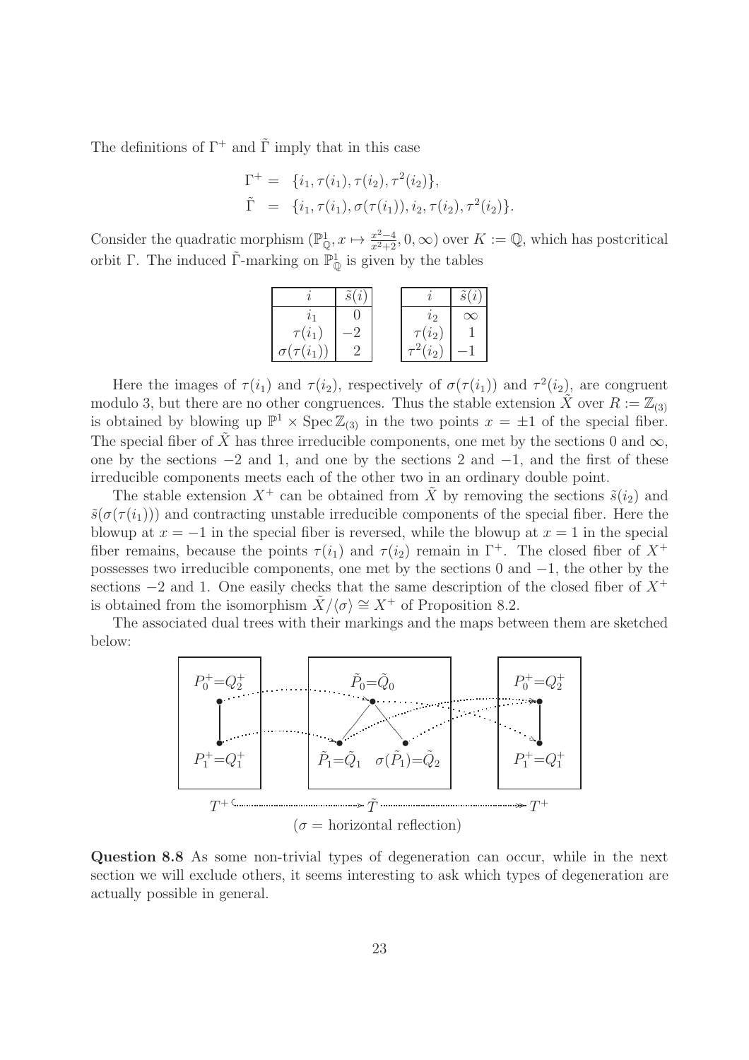The definitions of $\Gamma^+$ and $\tilde{\Gamma}$ imply that in this case

$$\begin{aligned}
\Gamma^+ &= \{i_1, \tau(i_1), \tau(i_2), \tau^2(i_2)\}, \\
\tilde{\Gamma} &= \{i_1, \tau(i_1), \sigma(\tau(i_1)), i_2, \tau(i_2), \tau^2(i_2)\}.
\end{aligned}$$

Consider the quadratic morphism $(\mathbb{P}^1_{\mathbb{Q}}, x \mapsto \frac{x^2-4}{x^2+2}, 0, \infty)$ over $K := \mathbb{Q}$, which has postcritical orbit $\Gamma$. The induced $\tilde{\Gamma}$-marking on $\mathbb{P}^1_{\mathbb{Q}}$ is given by the tables

| $i$ | $\tilde{s}(i)$ |
|---|---|
| $i_1$ | $0$ |
| $\tau(i_1)$ | $-2$ |
| $\sigma(\tau(i_1))$ | $2$ |

| $i$ | $\tilde{s}(i)$ |
|---|---|
| $i_2$ | $\infty$ |
| $\tau(i_2)$ | $1$ |
| $\tau^2(i_2)$ | $-1$ |

Here the images of $\tau(i_1)$ and $\tau(i_2)$, respectively of $\sigma(\tau(i_1))$ and $\tau^2(i_2)$, are congruent modulo 3, but there are no other congruences. Thus the stable extension $\tilde{X}$ over $R := \mathbb{Z}_{(3)}$ is obtained by blowing up $\mathbb{P}^1 \times \operatorname{Spec} \mathbb{Z}_{(3)}$ in the two points $x = \pm 1$ of the special fiber. The special fiber of $\tilde{X}$ has three irreducible components, one met by the sections $0$ and $\infty$, one by the sections $-2$ and $1$, and one by the sections $2$ and $-1$, and the first of these irreducible components meets each of the other two in an ordinary double point.

The stable extension $X^+$ can be obtained from $\tilde{X}$ by removing the sections $\tilde{s}(i_2)$ and $\tilde{s}(\sigma(\tau(i_1)))$ and contracting unstable irreducible components of the special fiber. Here the blowup at $x = -1$ in the special fiber is reversed, while the blowup at $x = 1$ in the special fiber remains, because the points $\tau(i_1)$ and $\tau(i_2)$ remain in $\Gamma^+$. The closed fiber of $X^+$ possesses two irreducible components, one met by the sections $0$ and $-1$, the other by the sections $-2$ and $1$. One easily checks that the same description of the closed fiber of $X^+$ is obtained from the isomorphism $\tilde{X}/\langle\sigma\rangle \cong X^+$ of Proposition 8.2.

The associated dual trees with their markings and the maps between them are sketched below:

$T^+ \hookrightarrow \tilde{T} \twoheadrightarrow T^+$

($\sigma$ = horizontal reflection)

**Question 8.8** As some non-trivial types of degeneration can occur, while in the next section we will exclude others, it seems interesting to ask which types of degeneration are actually possible in general.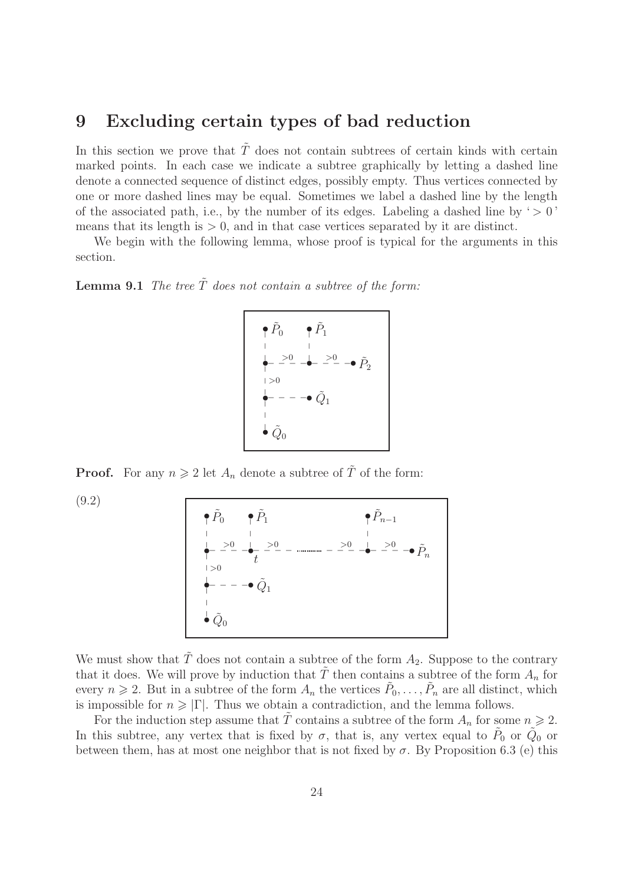# 9 Excluding certain types of bad reduction

In this section we prove that $\tilde{T}$ does not contain subtrees of certain kinds with certain marked points. In each case we indicate a subtree graphically by letting a dashed line denote a connected sequence of distinct edges, possibly empty. Thus vertices connected by one or more dashed lines may be equal. Sometimes we label a dashed line by the length of the associated path, i.e., by the number of its edges. Labeling a dashed line by '$>0$' means that its length is $>0$, and in that case vertices separated by it are distinct.

We begin with the following lemma, whose proof is typical for the arguments in this section.

**Lemma 9.1** *The tree $\tilde{T}$ does not contain a subtree of the form:*

**Proof.** For any $n \geqslant 2$ let $A_n$ denote a subtree of $\tilde{T}$ of the form:

(9.2)

We must show that $\tilde{T}$ does not contain a subtree of the form $A_2$. Suppose to the contrary that it does. We will prove by induction that $\tilde{T}$ then contains a subtree of the form $A_n$ for every $n \geqslant 2$. But in a subtree of the form $A_n$ the vertices $\tilde{P}_0, \ldots, \tilde{P}_n$ are all distinct, which is impossible for $n \geqslant |\Gamma|$. Thus we obtain a contradiction, and the lemma follows.

For the induction step assume that $\tilde{T}$ contains a subtree of the form $A_n$ for some $n \geqslant 2$. In this subtree, any vertex that is fixed by $\sigma$, that is, any vertex equal to $\tilde{P}_0$ or $\tilde{Q}_0$ or between them, has at most one neighbor that is not fixed by $\sigma$. By Proposition 6.3 (e) this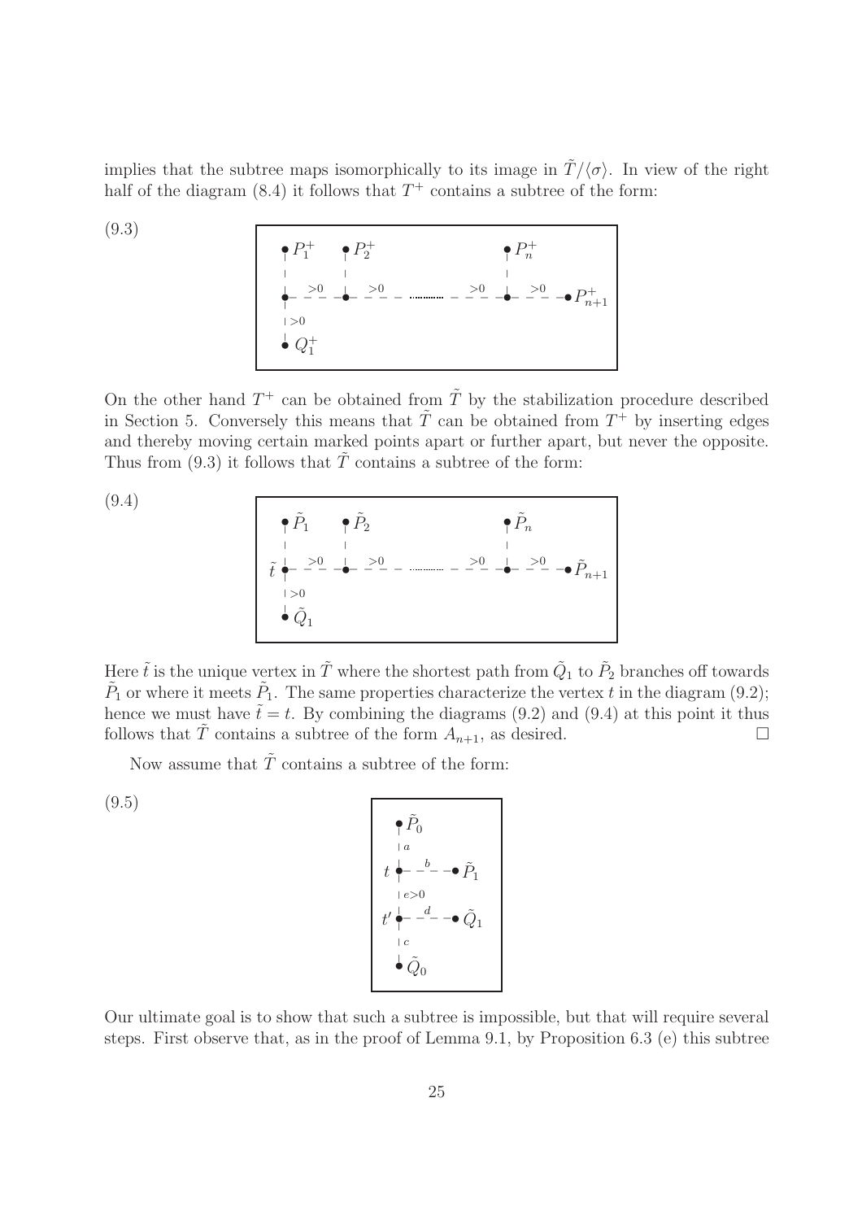implies that the subtree maps isomorphically to its image in $\tilde{T}/\langle\sigma\rangle$. In view of the right half of the diagram (8.4) it follows that $T^+$ contains a subtree of the form:

(9.3)

$$
\begin{array}{cccccc}
\bullet P_1^+ & \bullet P_2^+ & & & \bullet P_n^+ & \\
| & | & & & | & \\
\bullet \overset{>0}{-\!-} & \bullet \overset{>0}{-\!-} & \cdots & \overset{>0}{-\!-} & \bullet \overset{>0}{-\!-} & \bullet P_{n+1}^+ \\
|{>0} & & & & & \\
\bullet Q_1^+ & & & & &
\end{array}
$$

On the other hand $T^+$ can be obtained from $\tilde{T}$ by the stabilization procedure described in Section 5. Conversely this means that $\tilde{T}$ can be obtained from $T^+$ by inserting edges and thereby moving certain marked points apart or further apart, but never the opposite. Thus from (9.3) it follows that $\tilde{T}$ contains a subtree of the form:

(9.4)

$$
\begin{array}{cccccc}
\bullet \tilde{P}_1 & \bullet \tilde{P}_2 & & & \bullet \tilde{P}_n & \\
| & | & & & | & \\
\tilde{t}\ \bullet \overset{>0}{-\!-} & \bullet \overset{>0}{-\!-} & \cdots & \overset{>0}{-\!-} & \bullet \overset{>0}{-\!-} & \bullet \tilde{P}_{n+1} \\
|{>0} & & & & & \\
\bullet \tilde{Q}_1 & & & & &
\end{array}
$$

Here $\tilde{t}$ is the unique vertex in $\tilde{T}$ where the shortest path from $\tilde{Q}_1$ to $\tilde{P}_2$ branches off towards $\tilde{P}_1$ or where it meets $\tilde{P}_1$. The same properties characterize the vertex $t$ in the diagram (9.2); hence we must have $\tilde{t} = t$. By combining the diagrams (9.2) and (9.4) at this point it thus follows that $\tilde{T}$ contains a subtree of the form $A_{n+1}$, as desired. □

Now assume that $\tilde{T}$ contains a subtree of the form:

(9.5)

$$
\begin{array}{ll}
\bullet \tilde{P}_0 & \\
|\,a & \\
t\ \bullet \overset{b}{-\!-} & \bullet \tilde{P}_1 \\
|\,e>0 & \\
t'\ \bullet \overset{d}{-\!-} & \bullet \tilde{Q}_1 \\
|\,c & \\
\bullet \tilde{Q}_0 &
\end{array}
$$

Our ultimate goal is to show that such a subtree is impossible, but that will require several steps. First observe that, as in the proof of Lemma 9.1, by Proposition 6.3 (e) this subtree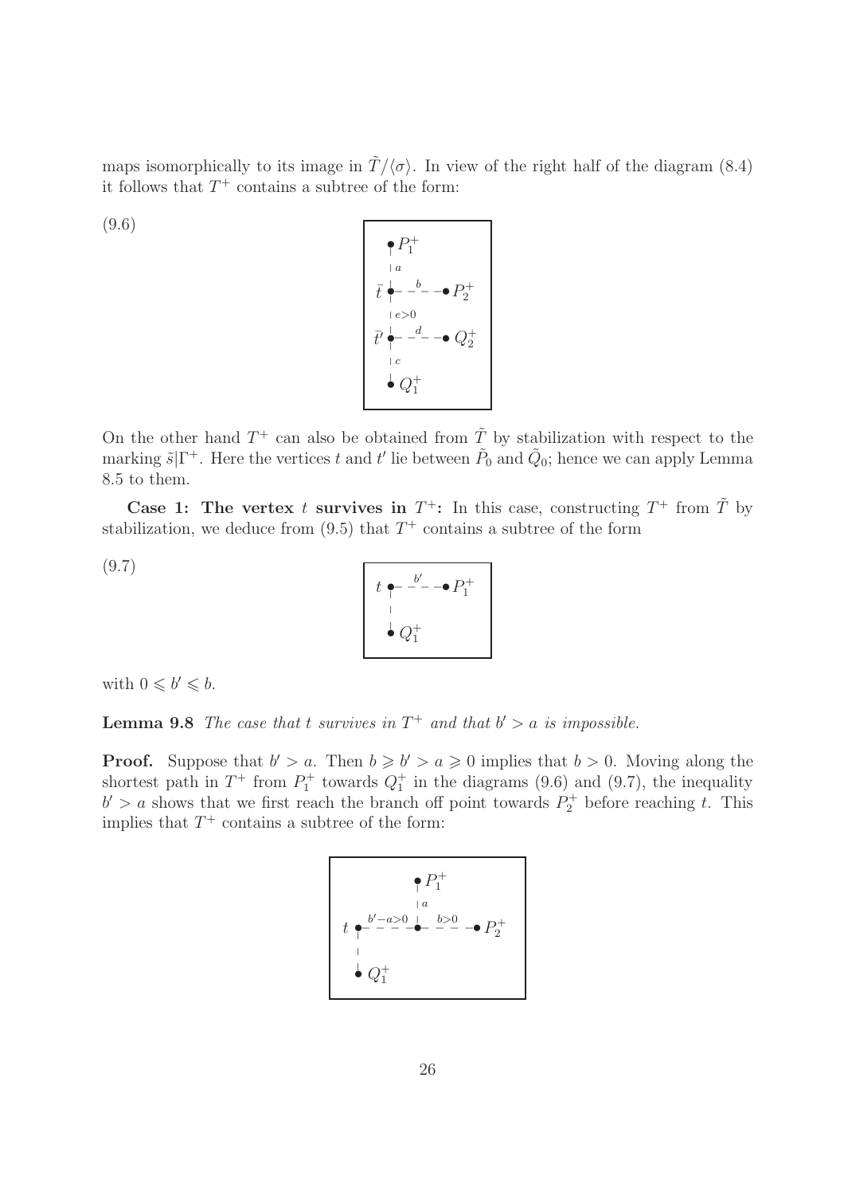maps isomorphically to its image in $\tilde{T}/\langle\sigma\rangle$. In view of the right half of the diagram (8.4) it follows that $T^+$ contains a subtree of the form:

(9.6)

$$
\begin{array}{l}
\bullet\, P_1^+ \\
\mid a \\
\bar{t}\, \bullet - - \overset{b}{-} - - \bullet\, P_2^+ \\
\mid e>0 \\
\bar{t}'\, \bullet - - \overset{d}{-} - - \bullet\, Q_2^+ \\
\mid c \\
\bullet\, Q_1^+
\end{array}
$$

On the other hand $T^+$ can also be obtained from $\tilde{T}$ by stabilization with respect to the marking $\tilde{s}|\Gamma^+$. Here the vertices $t$ and $t'$ lie between $\tilde{P}_0$ and $\tilde{Q}_0$; hence we can apply Lemma 8.5 to them.

**Case 1: The vertex $t$ survives in $T^+$:** In this case, constructing $T^+$ from $\tilde{T}$ by stabilization, we deduce from (9.5) that $T^+$ contains a subtree of the form

(9.7)

$$
\begin{array}{l}
t\, \bullet - - \overset{b'}{-} - - \bullet\, P_1^+ \\
\mid \\
\bullet\, Q_1^+
\end{array}
$$

with $0 \leqslant b' \leqslant b$.

**Lemma 9.8** *The case that $t$ survives in $T^+$ and that $b' > a$ is impossible.*

**Proof.** Suppose that $b' > a$. Then $b \geqslant b' > a \geqslant 0$ implies that $b > 0$. Moving along the shortest path in $T^+$ from $P_1^+$ towards $Q_1^+$ in the diagrams (9.6) and (9.7), the inequality $b' > a$ shows that we first reach the branch off point towards $P_2^+$ before reaching $t$. This implies that $T^+$ contains a subtree of the form:

$$
\begin{array}{l}
\qquad\qquad \bullet\, P_1^+ \\
\qquad\qquad \mid a \\
t\, \bullet - - \overset{b'-a>0}{-} - - \bullet - - \overset{b>0}{-} - - \bullet\, P_2^+ \\
\mid \\
\bullet\, Q_1^+
\end{array}
$$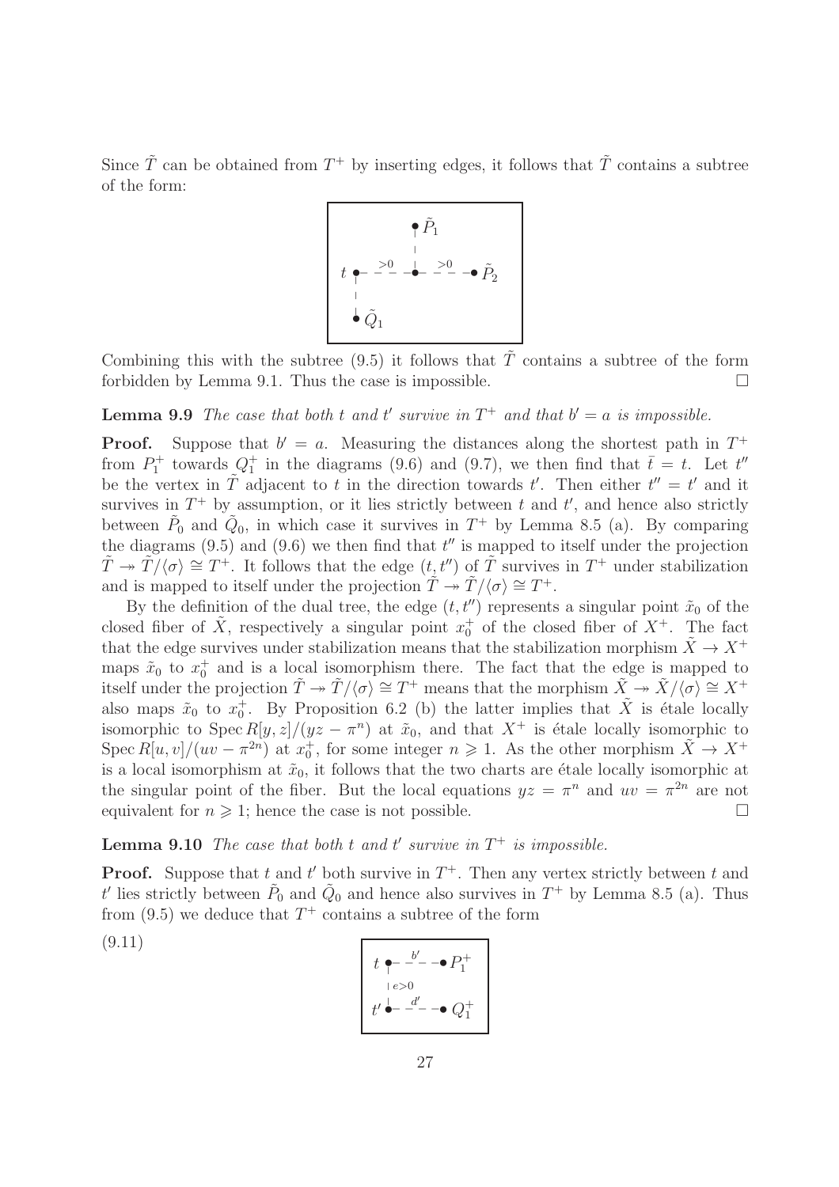Since $\tilde{T}$ can be obtained from $T^+$ by inserting edges, it follows that $\tilde{T}$ contains a subtree of the form:

$$
\begin{array}{ccccc}
 & & \bullet\ \tilde{P}_1 & & \\
 & & | & & \\
t\ \bullet & \overset{>0}{- - -} & \bullet & \overset{>0}{- - -} & \bullet\ \tilde{P}_2 \\
| & & & & \\
\bullet\ \tilde{Q}_1 & & & &
\end{array}
$$

Combining this with the subtree (9.5) it follows that $\tilde{T}$ contains a subtree of the form forbidden by Lemma 9.1. Thus the case is impossible. $\square$

**Lemma 9.9** *The case that both $t$ and $t'$ survive in $T^+$ and that $b' = a$ is impossible.*

**Proof.** Suppose that $b' = a$. Measuring the distances along the shortest path in $T^+$ from $P_1^+$ towards $Q_1^+$ in the diagrams (9.6) and (9.7), we then find that $\bar{t} = t$. Let $t''$ be the vertex in $\tilde{T}$ adjacent to $t$ in the direction towards $t'$. Then either $t'' = t'$ and it survives in $T^+$ by assumption, or it lies strictly between $t$ and $t'$, and hence also strictly between $\tilde{P}_0$ and $\tilde{Q}_0$, in which case it survives in $T^+$ by Lemma 8.5 (a). By comparing the diagrams (9.5) and (9.6) we then find that $t''$ is mapped to itself under the projection $\tilde{T} \twoheadrightarrow \tilde{T}/\langle\sigma\rangle \cong T^+$. It follows that the edge $(t, t'')$ of $\tilde{T}$ survives in $T^+$ under stabilization and is mapped to itself under the projection $\tilde{T} \twoheadrightarrow \tilde{T}/\langle\sigma\rangle \cong T^+$.

By the definition of the dual tree, the edge $(t, t'')$ represents a singular point $\tilde{x}_0$ of the closed fiber of $\tilde{X}$, respectively a singular point $x_0^+$ of the closed fiber of $X^+$. The fact that the edge survives under stabilization means that the stabilization morphism $\tilde{X} \to X^+$ maps $\tilde{x}_0$ to $x_0^+$ and is a local isomorphism there. The fact that the edge is mapped to itself under the projection $\tilde{T} \twoheadrightarrow \tilde{T}/\langle\sigma\rangle \cong T^+$ means that the morphism $\tilde{X} \twoheadrightarrow \tilde{X}/\langle\sigma\rangle \cong X^+$ also maps $\tilde{x}_0$ to $x_0^+$. By Proposition 6.2 (b) the latter implies that $\tilde{X}$ is étale locally isomorphic to $\operatorname{Spec} R[y,z]/(yz - \pi^n)$ at $\tilde{x}_0$, and that $X^+$ is étale locally isomorphic to $\operatorname{Spec} R[u,v]/(uv - \pi^{2n})$ at $x_0^+$, for some integer $n \geqslant 1$. As the other morphism $\tilde{X} \to X^+$ is a local isomorphism at $\tilde{x}_0$, it follows that the two charts are étale locally isomorphic at the singular point of the fiber. But the local equations $yz = \pi^n$ and $uv = \pi^{2n}$ are not equivalent for $n \geqslant 1$; hence the case is not possible. $\square$

**Lemma 9.10** *The case that both $t$ and $t'$ survive in $T^+$ is impossible.*

**Proof.** Suppose that $t$ and $t'$ both survive in $T^+$. Then any vertex strictly between $t$ and $t'$ lies strictly between $\tilde{P}_0$ and $\tilde{Q}_0$ and hence also survives in $T^+$ by Lemma 8.5 (a). Thus from (9.5) we deduce that $T^+$ contains a subtree of the form

(9.11)
$$
\begin{array}{ccc}
t\ \bullet & \overset{b'}{- - -} & \bullet\ P_1^+ \\
|\ {\scriptstyle e>0} & & \\
t'\ \bullet & \overset{d'}{- - -} & \bullet\ Q_1^+
\end{array}
$$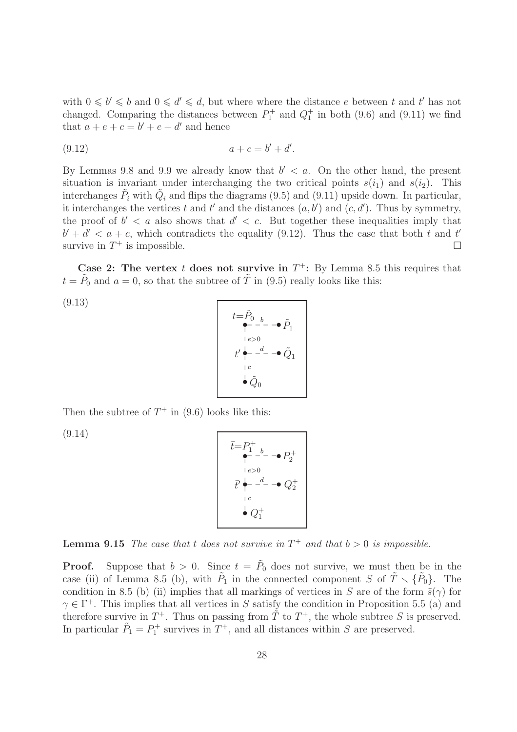with $0 \leqslant b' \leqslant b$ and $0 \leqslant d' \leqslant d$, but where where the distance $e$ between $t$ and $t'$ has not changed. Comparing the distances between $P_1^+$ and $Q_1^+$ in both (9.6) and (9.11) we find that $a + e + c = b' + e + d'$ and hence

$$a + c = b' + d'. \tag{9.12}$$

By Lemmas 9.8 and 9.9 we already know that $b' < a$. On the other hand, the present situation is invariant under interchanging the two critical points $s(i_1)$ and $s(i_2)$. This interchanges $\tilde{P}_i$ with $\tilde{Q}_i$ and flips the diagrams (9.5) and (9.11) upside down. In particular, it interchanges the vertices $t$ and $t'$ and the distances $(a, b')$ and $(c, d')$. Thus by symmetry, the proof of $b' < a$ also shows that $d' < c$. But together these inequalities imply that $b' + d' < a + c$, which contradicts the equality (9.12). Thus the case that both $t$ and $t'$ survive in $T^+$ is impossible. $\square$

**Case 2: The vertex $t$ does not survive in $T^+$:** By Lemma 8.5 this requires that $t = \tilde{P}_0$ and $a = 0$, so that the subtree of $\tilde{T}$ in (9.5) really looks like this:

(9.13)

$$\begin{array}{lcl} t=\tilde{P}_0 & \overset{b}{- - -} & \tilde{P}_1 \\ \quad \mid e>0 & & \\ t' & \overset{d}{- - -} & \tilde{Q}_1 \\ \quad \mid c & & \\ \tilde{Q}_0 & & \end{array}$$

Then the subtree of $T^+$ in (9.6) looks like this:

(9.14)

$$\begin{array}{lcl} \bar{t}=P_1^+ & \overset{b}{- - -} & P_2^+ \\ \quad \mid e>0 & & \\ \bar{t}' & \overset{d}{- - -} & Q_2^+ \\ \quad \mid c & & \\ Q_1^+ & & \end{array}$$

**Lemma 9.15** *The case that $t$ does not survive in $T^+$ and that $b > 0$ is impossible.*

**Proof.** Suppose that $b > 0$. Since $t = \tilde{P}_0$ does not survive, we must then be in the case (ii) of Lemma 8.5 (b), with $\tilde{P}_1$ in the connected component $S$ of $\tilde{T} \smallsetminus \{\tilde{P}_0\}$. The condition in 8.5 (b) (ii) implies that all markings of vertices in $S$ are of the form $\tilde{s}(\gamma)$ for $\gamma \in \Gamma^+$. This implies that all vertices in $S$ satisfy the condition in Proposition 5.5 (a) and therefore survive in $T^+$. Thus on passing from $\tilde{T}$ to $T^+$, the whole subtree $S$ is preserved. In particular $\tilde{P}_1 = P_1^+$ survives in $T^+$, and all distances within $S$ are preserved.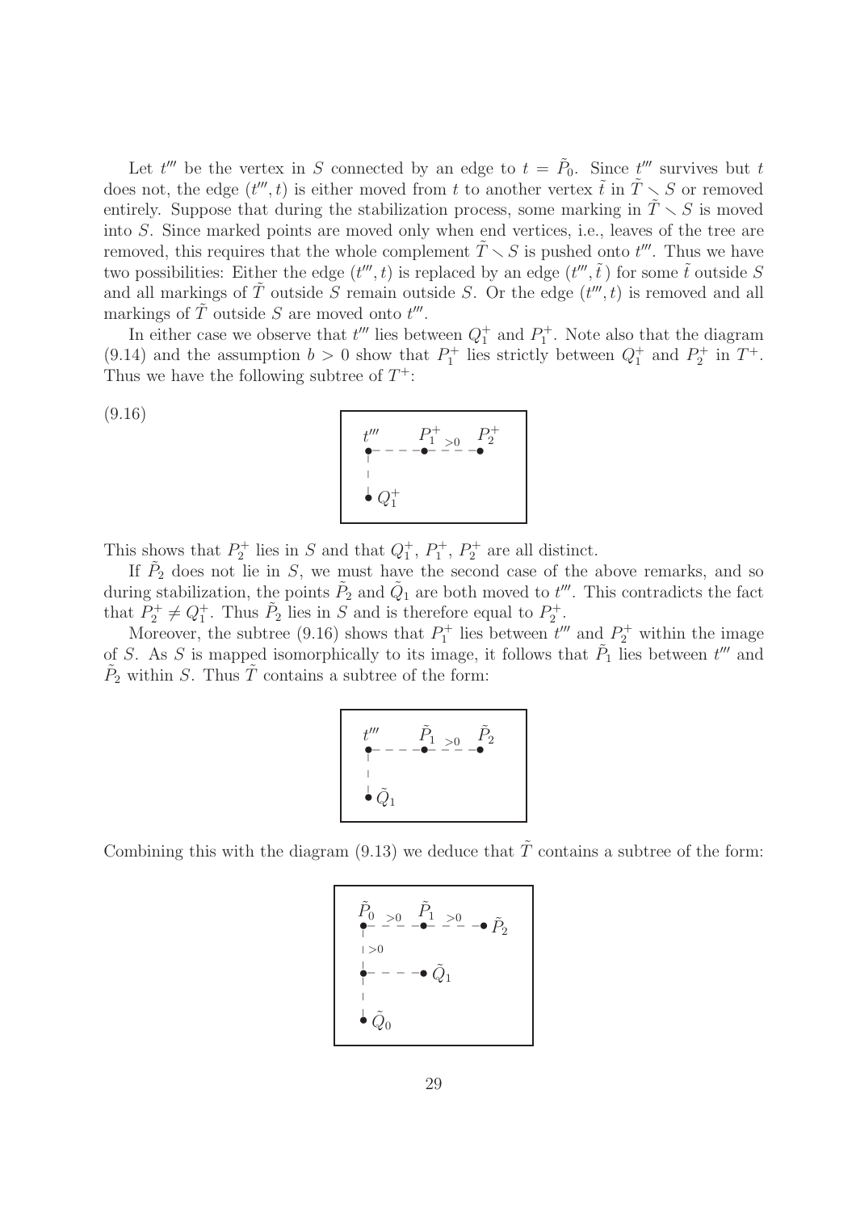Let $t'''$ be the vertex in $S$ connected by an edge to $t = \tilde{P}_0$. Since $t'''$ survives but $t$ does not, the edge $(t''', t)$ is either moved from $t$ to another vertex $\tilde{t}$ in $\tilde{T} \smallsetminus S$ or removed entirely. Suppose that during the stabilization process, some marking in $\tilde{T} \smallsetminus S$ is moved into $S$. Since marked points are moved only when end vertices, i.e., leaves of the tree are removed, this requires that the whole complement $\tilde{T} \smallsetminus S$ is pushed onto $t'''$. Thus we have two possibilities: Either the edge $(t''', t)$ is replaced by an edge $(t''', \tilde{t}\,)$ for some $\tilde{t}$ outside $S$ and all markings of $\tilde{T}$ outside $S$ remain outside $S$. Or the edge $(t''', t)$ is removed and all markings of $\tilde{T}$ outside $S$ are moved onto $t'''$.

In either case we observe that $t'''$ lies between $Q_1^+$ and $P_1^+$. Note also that the diagram (9.14) and the assumption $b > 0$ show that $P_1^+$ lies strictly between $Q_1^+$ and $P_2^+$ in $T^+$. Thus we have the following subtree of $T^+$:

(9.16)

```
t'''      P1+  >0   P2+
 •- - - - -•- - - - -•
 |
 |
 • Q1+
```

This shows that $P_2^+$ lies in $S$ and that $Q_1^+$, $P_1^+$, $P_2^+$ are all distinct.

If $\tilde{P}_2$ does not lie in $S$, we must have the second case of the above remarks, and so during stabilization, the points $\tilde{P}_2$ and $\tilde{Q}_1$ are both moved to $t'''$. This contradicts the fact that $P_2^+ \neq Q_1^+$. Thus $\tilde{P}_2$ lies in $S$ and is therefore equal to $P_2^+$.

Moreover, the subtree (9.16) shows that $P_1^+$ lies between $t'''$ and $P_2^+$ within the image of $S$. As $S$ is mapped isomorphically to its image, it follows that $\tilde{P}_1$ lies between $t'''$ and $\tilde{P}_2$ within $S$. Thus $\tilde{T}$ contains a subtree of the form:

```
t'''      P~1  >0   P~2
 •- - - - -•- - - - -•
 |
 |
 • Q~1
```

Combining this with the diagram (9.13) we deduce that $\tilde{T}$ contains a subtree of the form:

```
P~0  >0   P~1  >0
 •- - - - -•- - - - -• P~2
 |
 | >0
 •- - - - -• Q~1
 |
 |
 • Q~0
```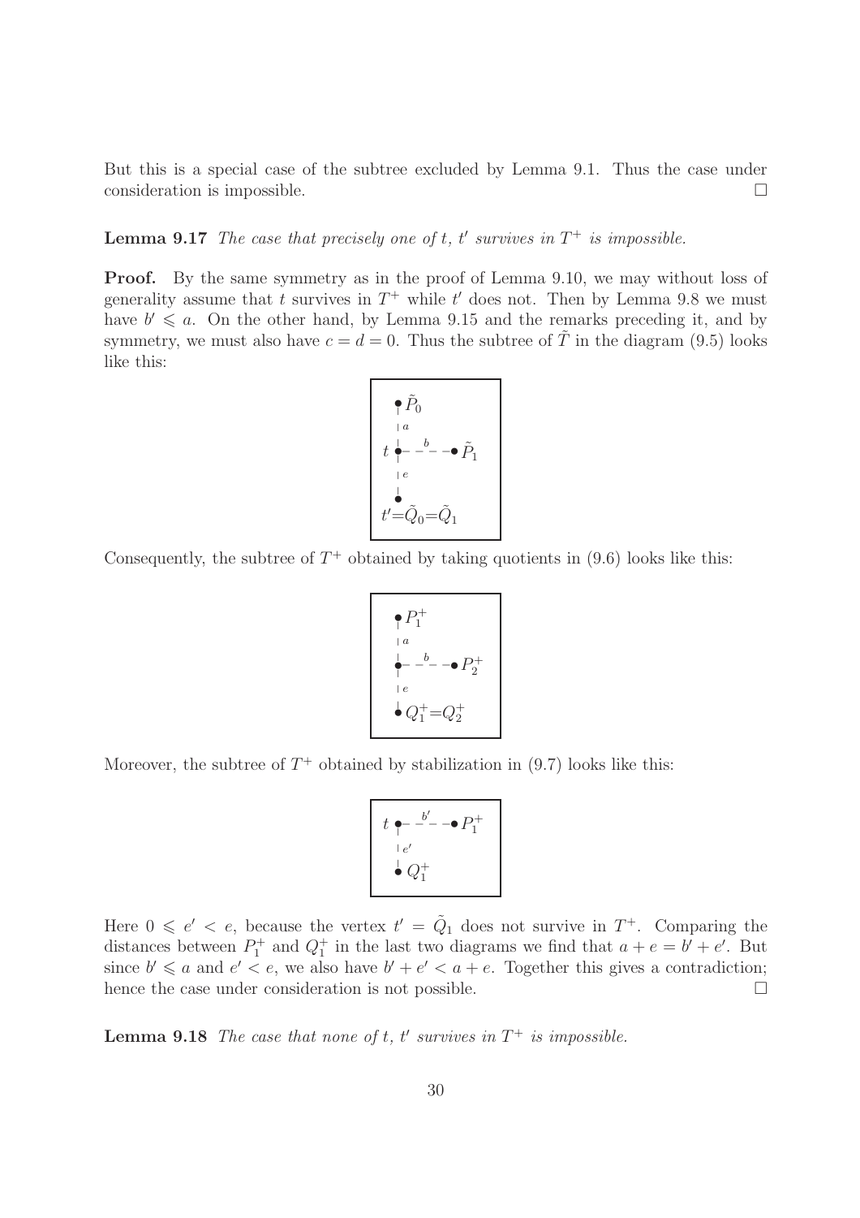But this is a special case of the subtree excluded by Lemma 9.1. Thus the case under consideration is impossible. $\square$

**Lemma 9.17** *The case that precisely one of $t$, $t'$ survives in $T^+$ is impossible.*

**Proof.** By the same symmetry as in the proof of Lemma 9.10, we may without loss of generality assume that $t$ survives in $T^+$ while $t'$ does not. Then by Lemma 9.8 we must have $b' \leqslant a$. On the other hand, by Lemma 9.15 and the remarks preceding it, and by symmetry, we must also have $c = d = 0$. Thus the subtree of $\tilde{T}$ in the diagram (9.5) looks like this:

$$\begin{array}{l} \bullet\, \tilde{P}_0 \\ \mid a \\ t\, \bullet - - \overset{b}{-} - - \bullet\, \tilde{P}_1 \\ \mid e \\ \bullet \\ t' = \tilde{Q}_0 = \tilde{Q}_1 \end{array}$$

Consequently, the subtree of $T^+$ obtained by taking quotients in (9.6) looks like this:

$$\begin{array}{l} \bullet\, P_1^+ \\ \mid a \\ \bullet - - \overset{b}{-} - - \bullet\, P_2^+ \\ \mid e \\ \bullet\, Q_1^+ = Q_2^+ \end{array}$$

Moreover, the subtree of $T^+$ obtained by stabilization in (9.7) looks like this:

$$\begin{array}{l} t\, \bullet - - \overset{b'}{-} - - \bullet\, P_1^+ \\ \mid e' \\ \bullet\, Q_1^+ \end{array}$$

Here $0 \leqslant e' < e$, because the vertex $t' = \tilde{Q}_1$ does not survive in $T^+$. Comparing the distances between $P_1^+$ and $Q_1^+$ in the last two diagrams we find that $a + e = b' + e'$. But since $b' \leqslant a$ and $e' < e$, we also have $b' + e' < a + e$. Together this gives a contradiction; hence the case under consideration is not possible. $\square$

**Lemma 9.18** *The case that none of $t$, $t'$ survives in $T^+$ is impossible.*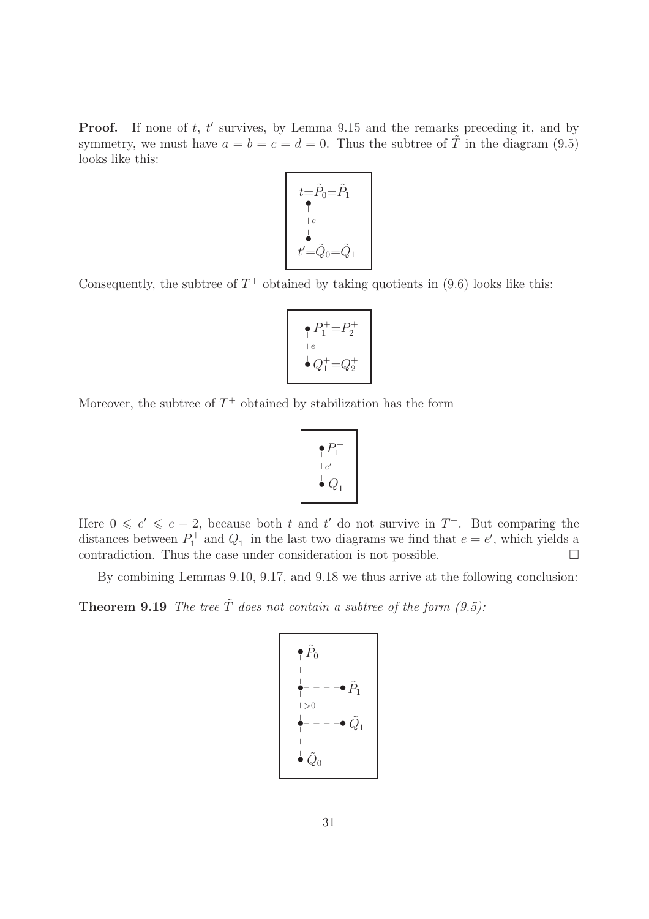**Proof.** If none of $t$, $t'$ survives, by Lemma 9.15 and the remarks preceding it, and by symmetry, we must have $a = b = c = d = 0$. Thus the subtree of $\tilde{T}$ in the diagram (9.5) looks like this:

$$
\begin{array}{c}
t = \tilde{P}_0 = \tilde{P}_1 \\
\bullet \\
\vdots \; e \\
\bullet \\
t' = \tilde{Q}_0 = \tilde{Q}_1
\end{array}
$$

Consequently, the subtree of $T^+$ obtained by taking quotients in (9.6) looks like this:

$$
\begin{array}{l}
\bullet \, P_1^+ = P_2^+ \\
\vdots \; e \\
\bullet \, Q_1^+ = Q_2^+
\end{array}
$$

Moreover, the subtree of $T^+$ obtained by stabilization has the form

$$
\begin{array}{l}
\bullet \, P_1^+ \\
\vdots \; e' \\
\bullet \, Q_1^+
\end{array}
$$

Here $0 \leqslant e' \leqslant e - 2$, because both $t$ and $t'$ do not survive in $T^+$. But comparing the distances between $P_1^+$ and $Q_1^+$ in the last two diagrams we find that $e = e'$, which yields a contradiction. Thus the case under consideration is not possible. $\square$

By combining Lemmas 9.10, 9.17, and 9.18 we thus arrive at the following conclusion:

**Theorem 9.19** *The tree $\tilde{T}$ does not contain a subtree of the form (9.5):*

$$
\begin{array}{l}
\bullet \, \tilde{P}_0 \\
\vdots \\
\bullet - - - \bullet \, \tilde{P}_1 \\
\vdots \; >0 \\
\bullet - - - \bullet \, \tilde{Q}_1 \\
\vdots \\
\bullet \, \tilde{Q}_0
\end{array}
$$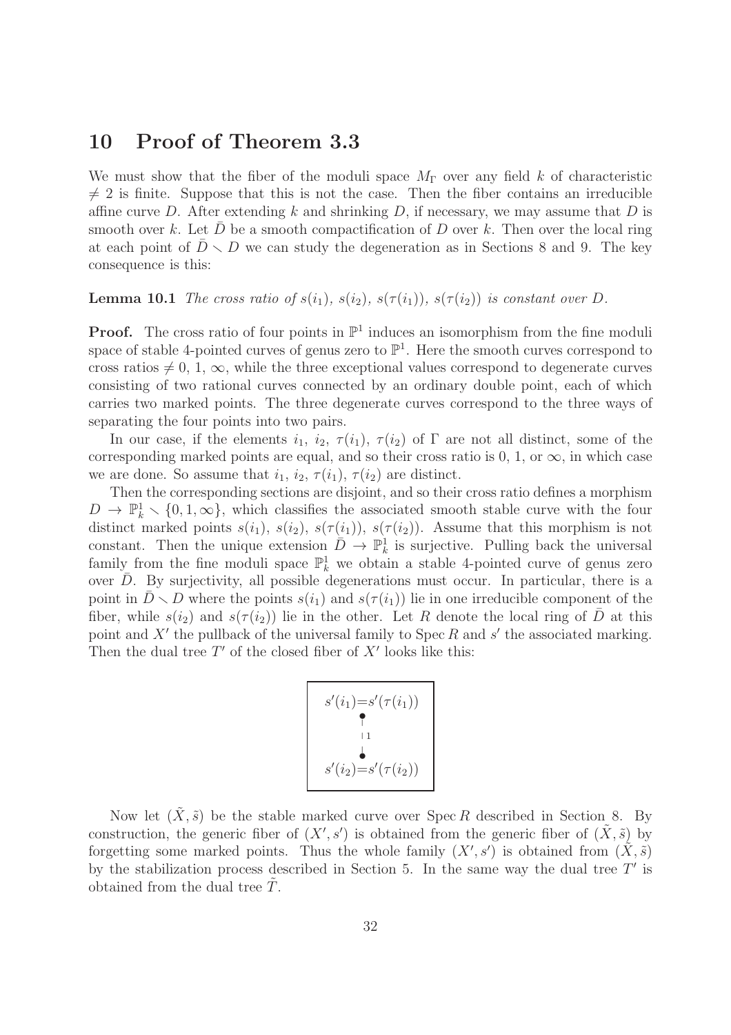# 10 Proof of Theorem 3.3

We must show that the fiber of the moduli space $M_\Gamma$ over any field $k$ of characteristic $\neq 2$ is finite. Suppose that this is not the case. Then the fiber contains an irreducible affine curve $D$. After extending $k$ and shrinking $D$, if necessary, we may assume that $D$ is smooth over $k$. Let $\bar{D}$ be a smooth compactification of $D$ over $k$. Then over the local ring at each point of $\bar{D} \smallsetminus D$ we can study the degeneration as in Sections 8 and 9. The key consequence is this:

**Lemma 10.1** *The cross ratio of $s(i_1)$, $s(i_2)$, $s(\tau(i_1))$, $s(\tau(i_2))$ is constant over $D$.*

**Proof.** The cross ratio of four points in $\mathbb{P}^1$ induces an isomorphism from the fine moduli space of stable 4-pointed curves of genus zero to $\mathbb{P}^1$. Here the smooth curves correspond to cross ratios $\neq 0, 1, \infty$, while the three exceptional values correspond to degenerate curves consisting of two rational curves connected by an ordinary double point, each of which carries two marked points. The three degenerate curves correspond to the three ways of separating the four points into two pairs.

In our case, if the elements $i_1$, $i_2$, $\tau(i_1)$, $\tau(i_2)$ of $\Gamma$ are not all distinct, some of the corresponding marked points are equal, and so their cross ratio is 0, 1, or $\infty$, in which case we are done. So assume that $i_1$, $i_2$, $\tau(i_1)$, $\tau(i_2)$ are distinct.

Then the corresponding sections are disjoint, and so their cross ratio defines a morphism $D \to \mathbb{P}^1_k \smallsetminus \{0, 1, \infty\}$, which classifies the associated smooth stable curve with the four distinct marked points $s(i_1)$, $s(i_2)$, $s(\tau(i_1))$, $s(\tau(i_2))$. Assume that this morphism is not constant. Then the unique extension $\bar{D} \to \mathbb{P}^1_k$ is surjective. Pulling back the universal family from the fine moduli space $\mathbb{P}^1_k$ we obtain a stable 4-pointed curve of genus zero over $\bar{D}$. By surjectivity, all possible degenerations must occur. In particular, there is a point in $\bar{D} \smallsetminus D$ where the points $s(i_1)$ and $s(\tau(i_1))$ lie in one irreducible component of the fiber, while $s(i_2)$ and $s(\tau(i_2))$ lie in the other. Let $R$ denote the local ring of $\bar{D}$ at this point and $X'$ the pullback of the universal family to $\operatorname{Spec} R$ and $s'$ the associated marking. Then the dual tree $T'$ of the closed fiber of $X'$ looks like this:

$$
\begin{array}{c}
s'(i_1) = s'(\tau(i_1)) \\
\bullet \\
|\,1 \\
\bullet \\
s'(i_2) = s'(\tau(i_2))
\end{array}
$$

Now let $(\tilde{X}, \tilde{s})$ be the stable marked curve over $\operatorname{Spec} R$ described in Section 8. By construction, the generic fiber of $(X', s')$ is obtained from the generic fiber of $(\tilde{X}, \tilde{s})$ by forgetting some marked points. Thus the whole family $(X', s')$ is obtained from $(\tilde{X}, \tilde{s})$ by the stabilization process described in Section 5. In the same way the dual tree $T'$ is obtained from the dual tree $\tilde{T}$.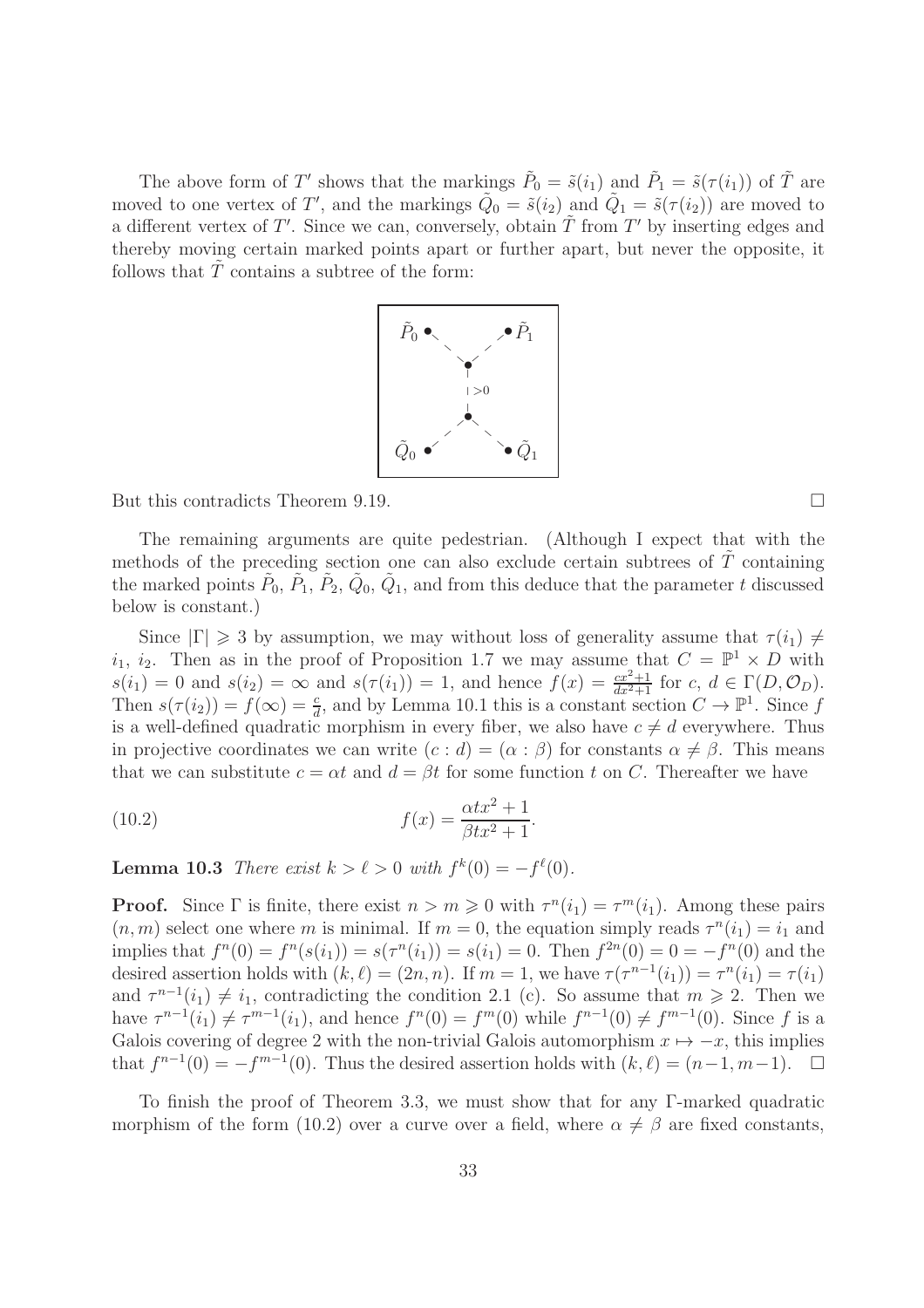The above form of $T'$ shows that the markings $\tilde{P}_0 = \tilde{s}(i_1)$ and $\tilde{P}_1 = \tilde{s}(\tau(i_1))$ of $\tilde{T}$ are moved to one vertex of $T'$, and the markings $\tilde{Q}_0 = \tilde{s}(i_2)$ and $\tilde{Q}_1 = \tilde{s}(\tau(i_2))$ are moved to a different vertex of $T'$. Since we can, conversely, obtain $\tilde{T}$ from $T'$ by inserting edges and thereby moving certain marked points apart or further apart, but never the opposite, it follows that $\tilde{T}$ contains a subtree of the form:

But this contradicts Theorem 9.19. $\square$

The remaining arguments are quite pedestrian. (Although I expect that with the methods of the preceding section one can also exclude certain subtrees of $\tilde{T}$ containing the marked points $\tilde{P}_0$, $\tilde{P}_1$, $\tilde{P}_2$, $\tilde{Q}_0$, $\tilde{Q}_1$, and from this deduce that the parameter $t$ discussed below is constant.)

Since $|\Gamma| \geqslant 3$ by assumption, we may without loss of generality assume that $\tau(i_1) \neq i_1, i_2$. Then as in the proof of Proposition 1.7 we may assume that $C = \mathbb{P}^1 \times D$ with $s(i_1) = 0$ and $s(i_2) = \infty$ and $s(\tau(i_1)) = 1$, and hence $f(x) = \frac{cx^2+1}{dx^2+1}$ for $c, d \in \Gamma(D, \mathcal{O}_D)$. Then $s(\tau(i_2)) = f(\infty) = \frac{c}{d}$, and by Lemma 10.1 this is a constant section $C \to \mathbb{P}^1$. Since $f$ is a well-defined quadratic morphism in every fiber, we also have $c \neq d$ everywhere. Thus in projective coordinates we can write $(c:d) = (\alpha:\beta)$ for constants $\alpha \neq \beta$. This means that we can substitute $c = \alpha t$ and $d = \beta t$ for some function $t$ on $C$. Thereafter we have

$$f(x) = \frac{\alpha t x^2 + 1}{\beta t x^2 + 1}. \tag{10.2}$$

**Lemma 10.3** *There exist $k > \ell > 0$ with $f^k(0) = -f^\ell(0)$.*

**Proof.** Since $\Gamma$ is finite, there exist $n > m \geqslant 0$ with $\tau^n(i_1) = \tau^m(i_1)$. Among these pairs $(n, m)$ select one where $m$ is minimal. If $m = 0$, the equation simply reads $\tau^n(i_1) = i_1$ and implies that $f^n(0) = f^n(s(i_1)) = s(\tau^n(i_1)) = s(i_1) = 0$. Then $f^{2n}(0) = 0 = -f^n(0)$ and the desired assertion holds with $(k, \ell) = (2n, n)$. If $m = 1$, we have $\tau(\tau^{n-1}(i_1)) = \tau^n(i_1) = \tau(i_1)$ and $\tau^{n-1}(i_1) \neq i_1$, contradicting the condition 2.1 (c). So assume that $m \geqslant 2$. Then we have $\tau^{n-1}(i_1) \neq \tau^{m-1}(i_1)$, and hence $f^n(0) = f^m(0)$ while $f^{n-1}(0) \neq f^{m-1}(0)$. Since $f$ is a Galois covering of degree 2 with the non-trivial Galois automorphism $x \mapsto -x$, this implies that $f^{n-1}(0) = -f^{m-1}(0)$. Thus the desired assertion holds with $(k, \ell) = (n-1, m-1)$. $\square$

To finish the proof of Theorem 3.3, we must show that for any $\Gamma$-marked quadratic morphism of the form (10.2) over a curve over a field, where $\alpha \neq \beta$ are fixed constants,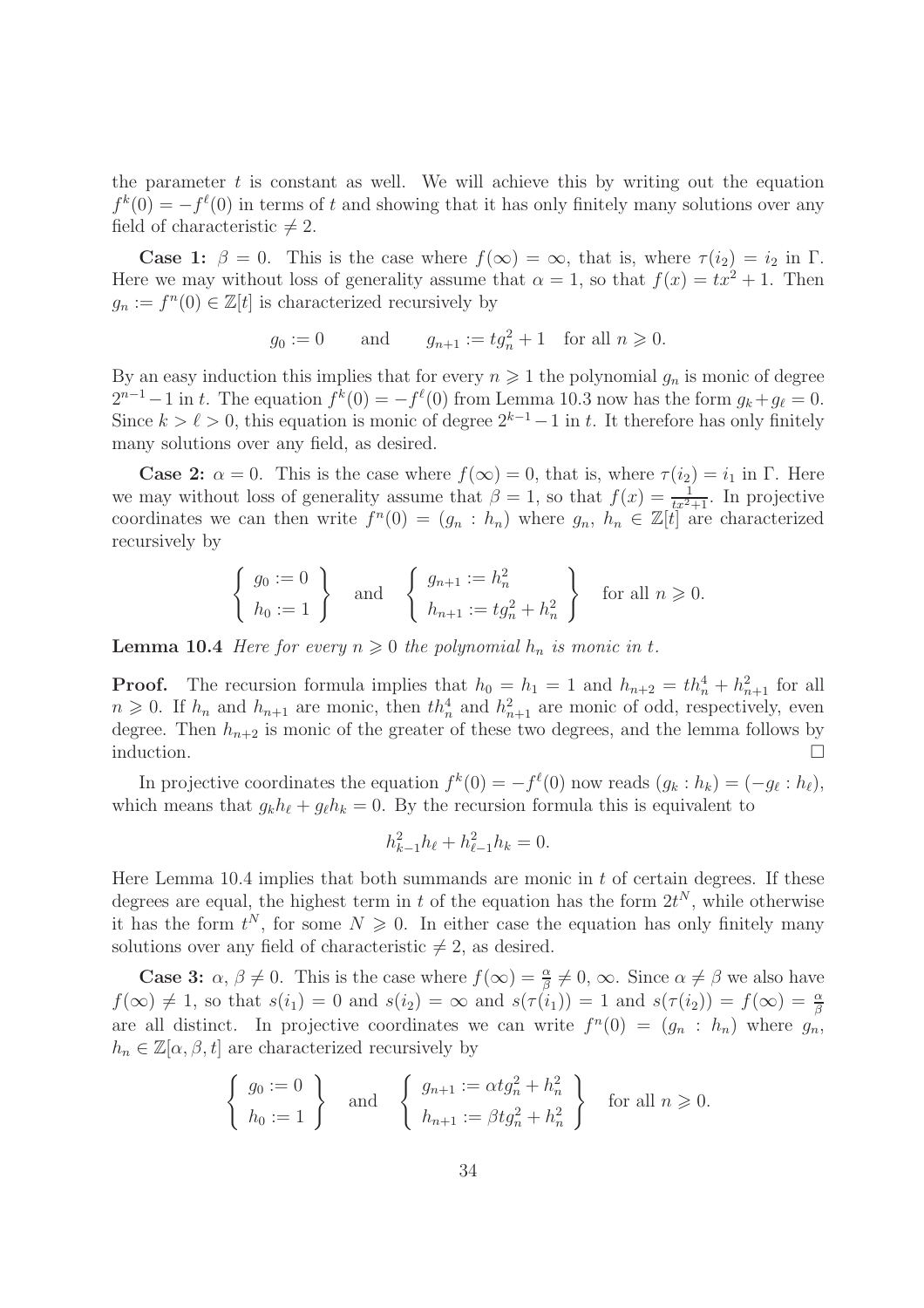the parameter $t$ is constant as well. We will achieve this by writing out the equation $f^k(0) = -f^\ell(0)$ in terms of $t$ and showing that it has only finitely many solutions over any field of characteristic $\neq 2$.

**Case 1:** $\beta = 0$. This is the case where $f(\infty) = \infty$, that is, where $\tau(i_2) = i_2$ in $\Gamma$. Here we may without loss of generality assume that $\alpha = 1$, so that $f(x) = tx^2 + 1$. Then $g_n := f^n(0) \in \mathbb{Z}[t]$ is characterized recursively by

$$g_0 := 0 \qquad \text{and} \qquad g_{n+1} := tg_n^2 + 1 \quad \text{for all } n \geqslant 0.$$

By an easy induction this implies that for every $n \geqslant 1$ the polynomial $g_n$ is monic of degree $2^{n-1} - 1$ in $t$. The equation $f^k(0) = -f^\ell(0)$ from Lemma 10.3 now has the form $g_k + g_\ell = 0$. Since $k > \ell > 0$, this equation is monic of degree $2^{k-1} - 1$ in $t$. It therefore has only finitely many solutions over any field, as desired.

**Case 2:** $\alpha = 0$. This is the case where $f(\infty) = 0$, that is, where $\tau(i_2) = i_1$ in $\Gamma$. Here we may without loss of generality assume that $\beta = 1$, so that $f(x) = \frac{1}{tx^2+1}$. In projective coordinates we can then write $f^n(0) = (g_n : h_n)$ where $g_n,\ h_n \in \mathbb{Z}[t]$ are characterized recursively by

$$\left\{ \begin{array}{l} g_0 := 0 \\ h_0 := 1 \end{array} \right\} \quad \text{and} \quad \left\{ \begin{array}{l} g_{n+1} := h_n^2 \\ h_{n+1} := tg_n^2 + h_n^2 \end{array} \right\} \quad \text{for all } n \geqslant 0.$$

**Lemma 10.4** *Here for every $n \geqslant 0$ the polynomial $h_n$ is monic in $t$.*

**Proof.** The recursion formula implies that $h_0 = h_1 = 1$ and $h_{n+2} = th_n^4 + h_{n+1}^2$ for all $n \geqslant 0$. If $h_n$ and $h_{n+1}$ are monic, then $th_n^4$ and $h_{n+1}^2$ are monic of odd, respectively, even degree. Then $h_{n+2}$ is monic of the greater of these two degrees, and the lemma follows by induction. $\square$

In projective coordinates the equation $f^k(0) = -f^\ell(0)$ now reads $(g_k : h_k) = (-g_\ell : h_\ell)$, which means that $g_k h_\ell + g_\ell h_k = 0$. By the recursion formula this is equivalent to

$$h_{k-1}^2 h_\ell + h_{\ell-1}^2 h_k = 0.$$

Here Lemma 10.4 implies that both summands are monic in $t$ of certain degrees. If these degrees are equal, the highest term in $t$ of the equation has the form $2t^N$, while otherwise it has the form $t^N$, for some $N \geqslant 0$. In either case the equation has only finitely many solutions over any field of characteristic $\neq 2$, as desired.

**Case 3:** $\alpha,\ \beta \neq 0$. This is the case where $f(\infty) = \frac{\alpha}{\beta} \neq 0, \infty$. Since $\alpha \neq \beta$ we also have $f(\infty) \neq 1$, so that $s(i_1) = 0$ and $s(i_2) = \infty$ and $s(\tau(i_1)) = 1$ and $s(\tau(i_2)) = f(\infty) = \frac{\alpha}{\beta}$ are all distinct. In projective coordinates we can write $f^n(0) = (g_n : h_n)$ where $g_n$, $h_n \in \mathbb{Z}[\alpha, \beta, t]$ are characterized recursively by

$$\left\{ \begin{array}{l} g_0 := 0 \\ h_0 := 1 \end{array} \right\} \quad \text{and} \quad \left\{ \begin{array}{l} g_{n+1} := \alpha t g_n^2 + h_n^2 \\ h_{n+1} := \beta t g_n^2 + h_n^2 \end{array} \right\} \quad \text{for all } n \geqslant 0.$$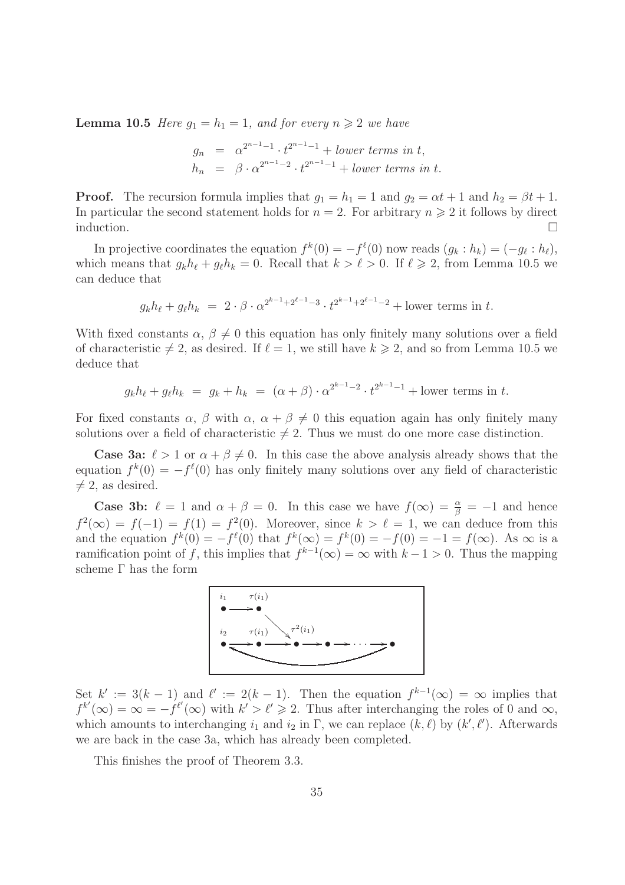**Lemma 10.5** *Here $g_1 = h_1 = 1$, and for every $n \geqslant 2$ we have*

$$\begin{aligned} g_n &= \alpha^{2^{n-1}-1} \cdot t^{2^{n-1}-1} + \textit{lower terms in } t, \\ h_n &= \beta \cdot \alpha^{2^{n-1}-2} \cdot t^{2^{n-1}-1} + \textit{lower terms in } t. \end{aligned}$$

**Proof.** The recursion formula implies that $g_1 = h_1 = 1$ and $g_2 = \alpha t + 1$ and $h_2 = \beta t + 1$. In particular the second statement holds for $n = 2$. For arbitrary $n \geqslant 2$ it follows by direct induction. $\square$

In projective coordinates the equation $f^k(0) = -f^\ell(0)$ now reads $(g_k : h_k) = (-g_\ell : h_\ell)$, which means that $g_k h_\ell + g_\ell h_k = 0$. Recall that $k > \ell > 0$. If $\ell \geqslant 2$, from Lemma 10.5 we can deduce that

$$g_k h_\ell + g_\ell h_k \;=\; 2 \cdot \beta \cdot \alpha^{2^{k-1}+2^{\ell-1}-3} \cdot t^{2^{k-1}+2^{\ell-1}-2} + \text{lower terms in } t.$$

With fixed constants $\alpha$, $\beta \neq 0$ this equation has only finitely many solutions over a field of characteristic $\neq 2$, as desired. If $\ell = 1$, we still have $k \geqslant 2$, and so from Lemma 10.5 we deduce that

$$g_k h_\ell + g_\ell h_k \;=\; g_k + h_k \;=\; (\alpha + \beta) \cdot \alpha^{2^{k-1}-2} \cdot t^{2^{k-1}-1} + \text{lower terms in } t.$$

For fixed constants $\alpha$, $\beta$ with $\alpha$, $\alpha + \beta \neq 0$ this equation again has only finitely many solutions over a field of characteristic $\neq 2$. Thus we must do one more case distinction.

**Case 3a:** $\ell > 1$ or $\alpha + \beta \neq 0$. In this case the above analysis already shows that the equation $f^k(0) = -f^\ell(0)$ has only finitely many solutions over any field of characteristic $\neq 2$, as desired.

**Case 3b:** $\ell = 1$ and $\alpha + \beta = 0$. In this case we have $f(\infty) = \frac{\alpha}{\beta} = -1$ and hence $f^2(\infty) = f(-1) = f(1) = f^2(0)$. Moreover, since $k > \ell = 1$, we can deduce from this and the equation $f^k(0) = -f^\ell(0)$ that $f^k(\infty) = f^k(0) = -f(0) = -1 = f(\infty)$. As $\infty$ is a ramification point of $f$, this implies that $f^{k-1}(\infty) = \infty$ with $k - 1 > 0$. Thus the mapping scheme $\Gamma$ has the form

Set $k' := 3(k-1)$ and $\ell' := 2(k-1)$. Then the equation $f^{k-1}(\infty) = \infty$ implies that $f^{k'}(\infty) = \infty = -f^{\ell'}(\infty)$ with $k' > \ell' \geqslant 2$. Thus after interchanging the roles of 0 and $\infty$, which amounts to interchanging $i_1$ and $i_2$ in $\Gamma$, we can replace $(k, \ell)$ by $(k', \ell')$. Afterwards we are back in the case 3a, which has already been completed.

This finishes the proof of Theorem 3.3.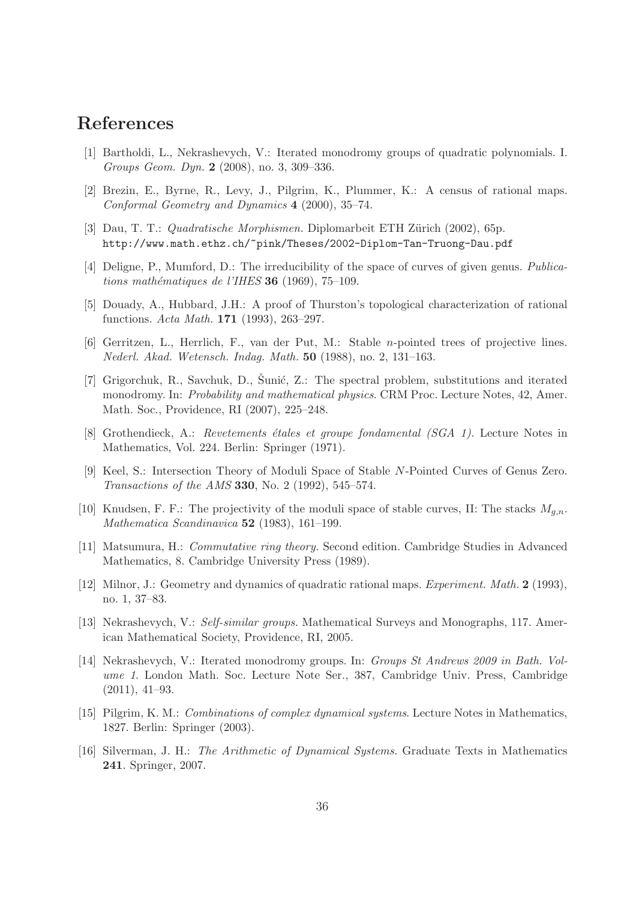# References

[1] Bartholdi, L., Nekrashevych, V.: Iterated monodromy groups of quadratic polynomials. I. *Groups Geom. Dyn.* **2** (2008), no. 3, 309–336.

[2] Brezin, E., Byrne, R., Levy, J., Pilgrim, K., Plummer, K.: A census of rational maps. *Conformal Geometry and Dynamics* **4** (2000), 35–74.

[3] Dau, T. T.: *Quadratische Morphismen.* Diplomarbeit ETH Zürich (2002), 65p. http://www.math.ethz.ch/~pink/Theses/2002-Diplom-Tan-Truong-Dau.pdf

[4] Deligne, P., Mumford, D.: The irreducibility of the space of curves of given genus. *Publications mathématiques de l'IHES* **36** (1969), 75–109.

[5] Douady, A., Hubbard, J.H.: A proof of Thurston's topological characterization of rational functions. *Acta Math.* **171** (1993), 263–297.

[6] Gerritzen, L., Herrlich, F., van der Put, M.: Stable $n$-pointed trees of projective lines. *Nederl. Akad. Wetensch. Indag. Math.* **50** (1988), no. 2, 131–163.

[7] Grigorchuk, R., Savchuk, D., Šunić, Z.: The spectral problem, substitutions and iterated monodromy. In: *Probability and mathematical physics*. CRM Proc. Lecture Notes, 42, Amer. Math. Soc., Providence, RI (2007), 225–248.

[8] Grothendieck, A.: *Revetements étales et groupe fondamental (SGA 1).* Lecture Notes in Mathematics, Vol. 224. Berlin: Springer (1971).

[9] Keel, S.: Intersection Theory of Moduli Space of Stable $N$-Pointed Curves of Genus Zero. *Transactions of the AMS* **330**, No. 2 (1992), 545–574.

[10] Knudsen, F. F.: The projectivity of the moduli space of stable curves, II: The stacks $M_{g,n}$. *Mathematica Scandinavica* **52** (1983), 161–199.

[11] Matsumura, H.: *Commutative ring theory.* Second edition. Cambridge Studies in Advanced Mathematics, 8. Cambridge University Press (1989).

[12] Milnor, J.: Geometry and dynamics of quadratic rational maps. *Experiment. Math.* **2** (1993), no. 1, 37–83.

[13] Nekrashevych, V.: *Self-similar groups.* Mathematical Surveys and Monographs, 117. American Mathematical Society, Providence, RI, 2005.

[14] Nekrashevych, V.: Iterated monodromy groups. In: *Groups St Andrews 2009 in Bath. Volume 1.* London Math. Soc. Lecture Note Ser., 387, Cambridge Univ. Press, Cambridge (2011), 41–93.

[15] Pilgrim, K. M.: *Combinations of complex dynamical systems*. Lecture Notes in Mathematics, 1827. Berlin: Springer (2003).

[16] Silverman, J. H.: *The Arithmetic of Dynamical Systems.* Graduate Texts in Mathematics **241**. Springer, 2007.